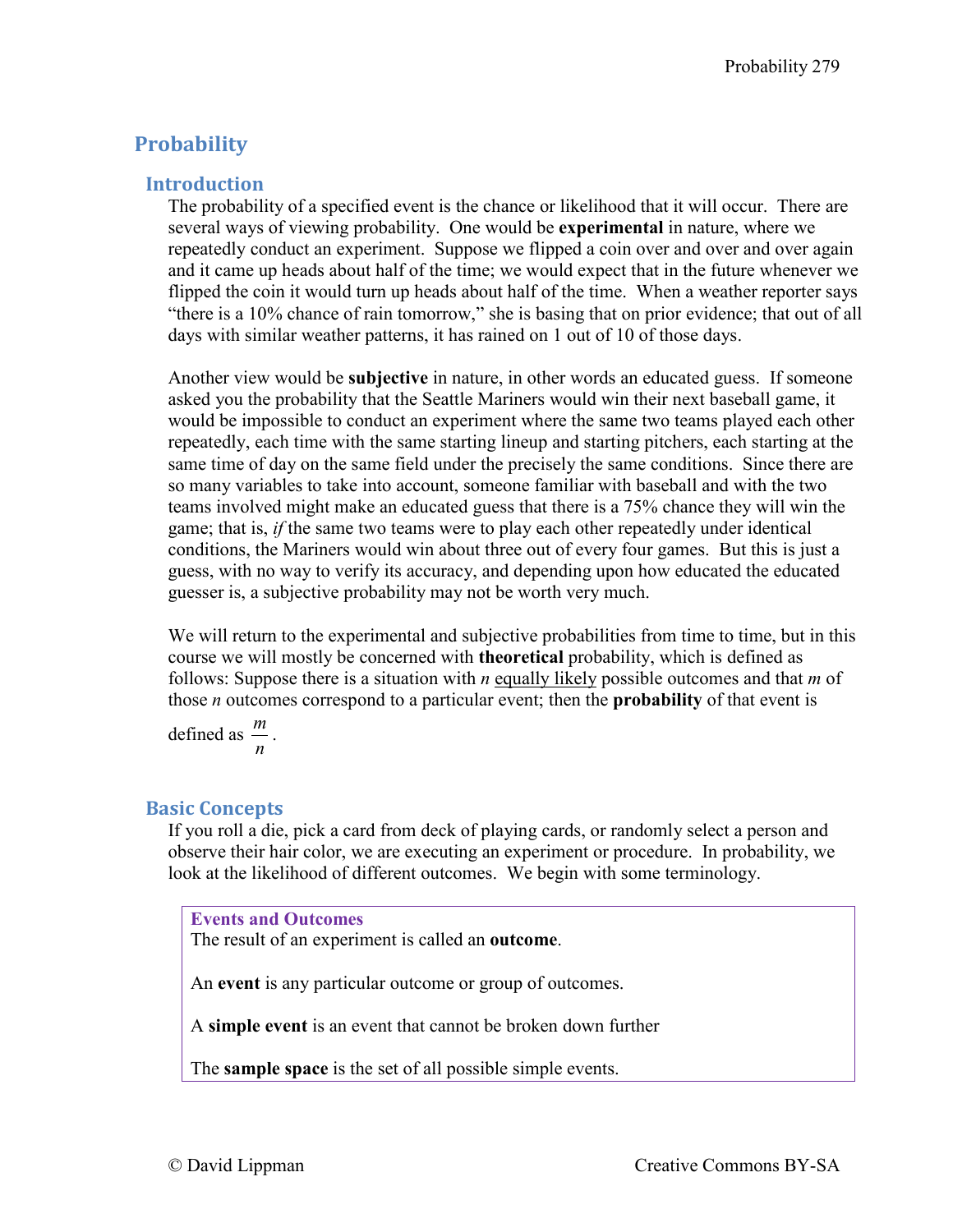# Probability

## Introduction

The probability of a specified event is the chance or likelihood that it will occur. There are several ways of viewing probability. One would be **experimental** in nature, where we repeatedly conduct an experiment. Suppose we flipped a coin over and over and over again and it came up heads about half of the time; we would expect that in the future whenever we flipped the coin it would turn up heads about half of the time. When a weather reporter says "there is a 10% chance of rain tomorrow," she is basing that on prior evidence; that out of all days with similar weather patterns, it has rained on 1 out of 10 of those days.

Another view would be **subjective** in nature, in other words an educated guess. If someone asked you the probability that the Seattle Mariners would win their next baseball game, it would be impossible to conduct an experiment where the same two teams played each other repeatedly, each time with the same starting lineup and starting pitchers, each starting at the same time of day on the same field under the precisely the same conditions. Since there are so many variables to take into account, someone familiar with baseball and with the two teams involved might make an educated guess that there is a 75% chance they will win the game; that is, *if* the same two teams were to play each other repeatedly under identical conditions, the Mariners would win about three out of every four games. But this is just a guess, with no way to verify its accuracy, and depending upon how educated the educated guesser is, a subjective probability may not be worth very much.

We will return to the experimental and subjective probabilities from time to time, but in this course we will mostly be concerned with **theoretical** probability, which is defined as follows: Suppose there is a situation with $n$ equally likely possible outcomes and that $m$ of those $n$ outcomes correspond to a particular event; then the **probability** of that event is defined as $\frac{m}{n}$.

## Basic Concepts

If you roll a die, pick a card from deck of playing cards, or randomly select a person and observe their hair color, we are executing an experiment or procedure. In probability, we look at the likelihood of different outcomes. We begin with some terminology.

**Events and Outcomes**

The result of an experiment is called an **outcome**.

An **event** is any particular outcome or group of outcomes.

A **simple event** is an event that cannot be broken down further

The **sample space** is the set of all possible simple events.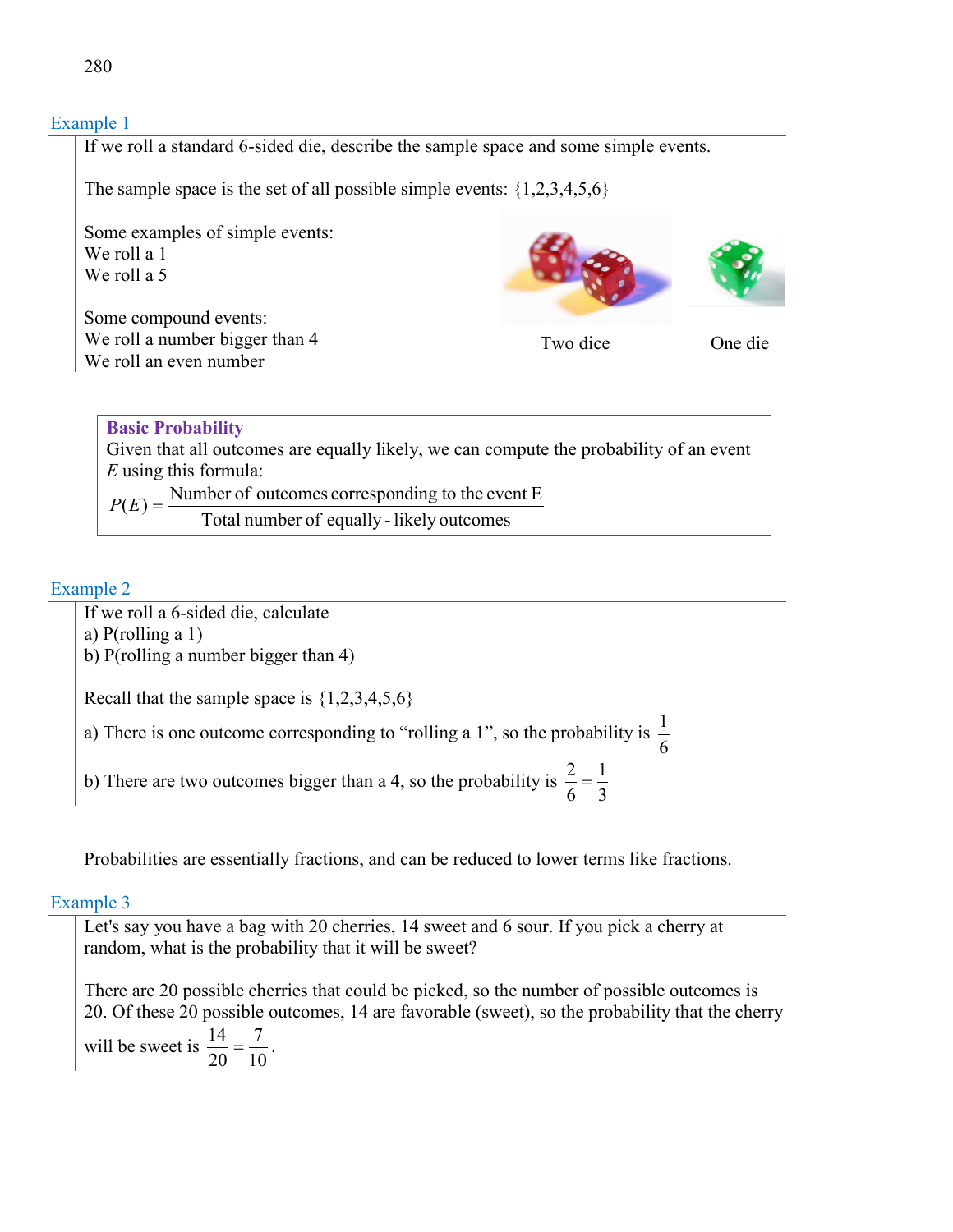### Example 1

If we roll a standard 6-sided die, describe the sample space and some simple events.

The sample space is the set of all possible simple events: {1,2,3,4,5,6}

Some examples of simple events:
We roll a 1
We roll a 5

Some compound events:
We roll a number bigger than 4
We roll an even number

Two dice

One die

> **Basic Probability**
> Given that all outcomes are equally likely, we can compute the probability of an event $E$ using this formula:
> $$P(E) = \frac{\text{Number of outcomes corresponding to the event E}}{\text{Total number of equally-likely outcomes}}$$

### Example 2

If we roll a 6-sided die, calculate
a) P(rolling a 1)
b) P(rolling a number bigger than 4)

Recall that the sample space is {1,2,3,4,5,6}

a) There is one outcome corresponding to "rolling a 1", so the probability is $\frac{1}{6}$

b) There are two outcomes bigger than a 4, so the probability is $\frac{2}{6} = \frac{1}{3}$

Probabilities are essentially fractions, and can be reduced to lower terms like fractions.

### Example 3

Let's say you have a bag with 20 cherries, 14 sweet and 6 sour. If you pick a cherry at random, what is the probability that it will be sweet?

There are 20 possible cherries that could be picked, so the number of possible outcomes is 20. Of these 20 possible outcomes, 14 are favorable (sweet), so the probability that the cherry will be sweet is $\frac{14}{20} = \frac{7}{10}$.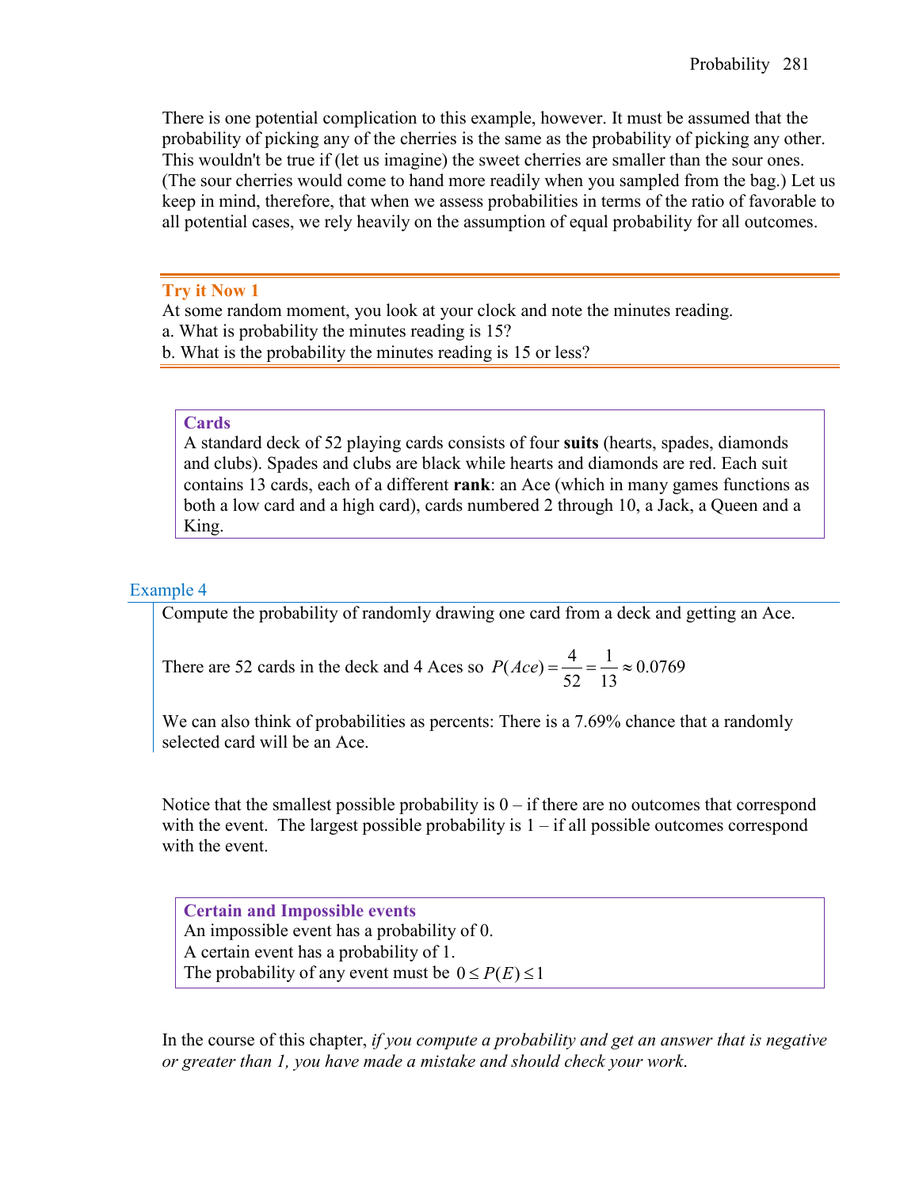There is one potential complication to this example, however. It must be assumed that the probability of picking any of the cherries is the same as the probability of picking any other. This wouldn't be true if (let us imagine) the sweet cherries are smaller than the sour ones. (The sour cherries would come to hand more readily when you sampled from the bag.) Let us keep in mind, therefore, that when we assess probabilities in terms of the ratio of favorable to all potential cases, we rely heavily on the assumption of equal probability for all outcomes.

---

**Try it Now 1**

At some random moment, you look at your clock and note the minutes reading.

a. What is probability the minutes reading is 15?

b. What is the probability the minutes reading is 15 or less?

---

**Cards**

A standard deck of 52 playing cards consists of four **suits** (hearts, spades, diamonds and clubs). Spades and clubs are black while hearts and diamonds are red. Each suit contains 13 cards, each of a different **rank**: an Ace (which in many games functions as both a low card and a high card), cards numbered 2 through 10, a Jack, a Queen and a King.

### Example 4

Compute the probability of randomly drawing one card from a deck and getting an Ace.

There are 52 cards in the deck and 4 Aces so $P(Ace) = \frac{4}{52} = \frac{1}{13} \approx 0.0769$

We can also think of probabilities as percents: There is a 7.69% chance that a randomly selected card will be an Ace.

Notice that the smallest possible probability is 0 – if there are no outcomes that correspond with the event. The largest possible probability is 1 – if all possible outcomes correspond with the event.

**Certain and Impossible events**

An impossible event has a probability of 0.

A certain event has a probability of 1.

The probability of any event must be $0 \le P(E) \le 1$

In the course of this chapter, *if you compute a probability and get an answer that is negative or greater than 1, you have made a mistake and should check your work.*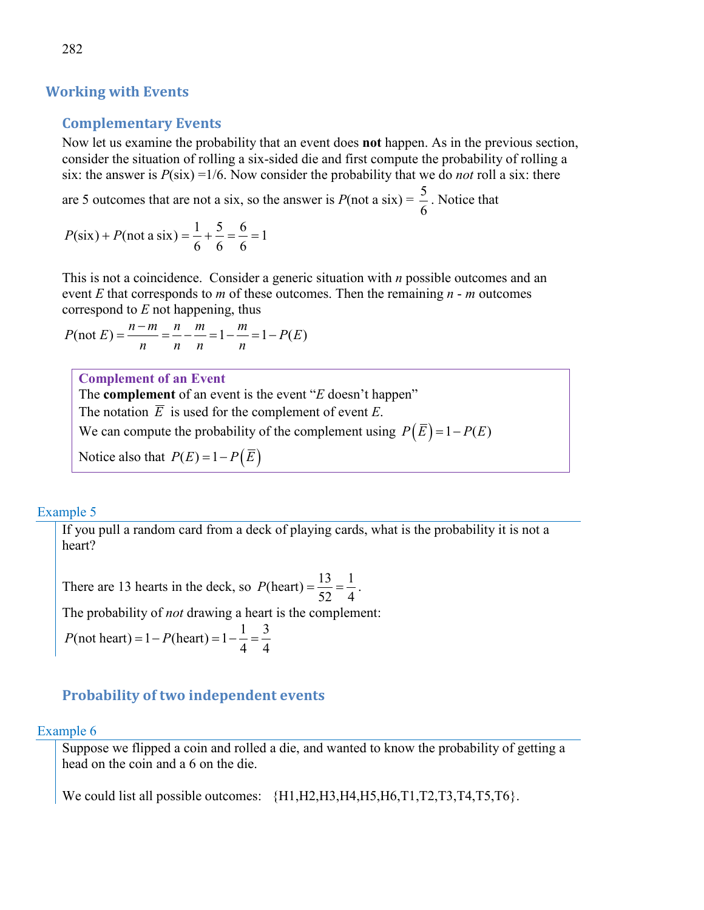## Working with Events

### Complementary Events

Now let us examine the probability that an event does **not** happen. As in the previous section, consider the situation of rolling a six-sided die and first compute the probability of rolling a six: the answer is $P(\text{six}) = 1/6$. Now consider the probability that we do *not* roll a six: there are 5 outcomes that are not a six, so the answer is $P(\text{not a six}) = \frac{5}{6}$. Notice that

$$P(\text{six}) + P(\text{not a six}) = \frac{1}{6} + \frac{5}{6} = \frac{6}{6} = 1$$

This is not a coincidence. Consider a generic situation with $n$ possible outcomes and an event $E$ that corresponds to $m$ of these outcomes. Then the remaining $n$ - $m$ outcomes correspond to $E$ not happening, thus

$$P(\text{not } E) = \frac{n-m}{n} = \frac{n}{n} - \frac{m}{n} = 1 - \frac{m}{n} = 1 - P(E)$$

**Complement of an Event**

The **complement** of an event is the event "$E$ doesn't happen"

The notation $\overline{E}$ is used for the complement of event $E$.

We can compute the probability of the complement using $P\left(\overline{E}\right) = 1 - P(E)$

Notice also that $P(E) = 1 - P\left(\overline{E}\right)$

**Example 5**

If you pull a random card from a deck of playing cards, what is the probability it is not a heart?

There are 13 hearts in the deck, so $P(\text{heart}) = \frac{13}{52} = \frac{1}{4}$.

The probability of *not* drawing a heart is the complement:

$$P(\text{not heart}) = 1 - P(\text{heart}) = 1 - \frac{1}{4} = \frac{3}{4}$$

### Probability of two independent events

**Example 6**

Suppose we flipped a coin and rolled a die, and wanted to know the probability of getting a head on the coin and a 6 on the die.

We could list all possible outcomes: {H1,H2,H3,H4,H5,H6,T1,T2,T3,T4,T5,T6}.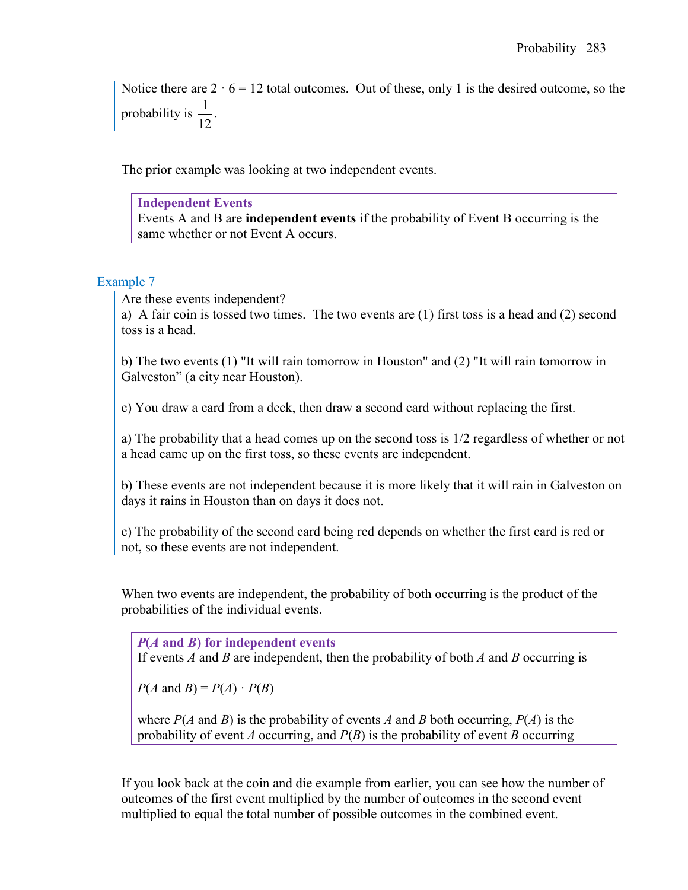Notice there are $2 \cdot 6 = 12$ total outcomes. Out of these, only 1 is the desired outcome, so the probability is $\frac{1}{12}$.

The prior example was looking at two independent events.

> **Independent Events**
> Events A and B are **independent events** if the probability of Event B occurring is the same whether or not Event A occurs.

### Example 7

Are these events independent?

a) A fair coin is tossed two times. The two events are (1) first toss is a head and (2) second toss is a head.

b) The two events (1) "It will rain tomorrow in Houston" and (2) "It will rain tomorrow in Galveston" (a city near Houston).

c) You draw a card from a deck, then draw a second card without replacing the first.

a) The probability that a head comes up on the second toss is 1/2 regardless of whether or not a head came up on the first toss, so these events are independent.

b) These events are not independent because it is more likely that it will rain in Galveston on days it rains in Houston than on days it does not.

c) The probability of the second card being red depends on whether the first card is red or not, so these events are not independent.

When two events are independent, the probability of both occurring is the product of the probabilities of the individual events.

> ***P*(*A* and *B*) for independent events**
> If events $A$ and $B$ are independent, then the probability of both $A$ and $B$ occurring is
>
> $P(A \text{ and } B) = P(A) \cdot P(B)$
>
> where $P(A \text{ and } B)$ is the probability of events $A$ and $B$ both occurring, $P(A)$ is the probability of event $A$ occurring, and $P(B)$ is the probability of event $B$ occurring

If you look back at the coin and die example from earlier, you can see how the number of outcomes of the first event multiplied by the number of outcomes in the second event multiplied to equal the total number of possible outcomes in the combined event.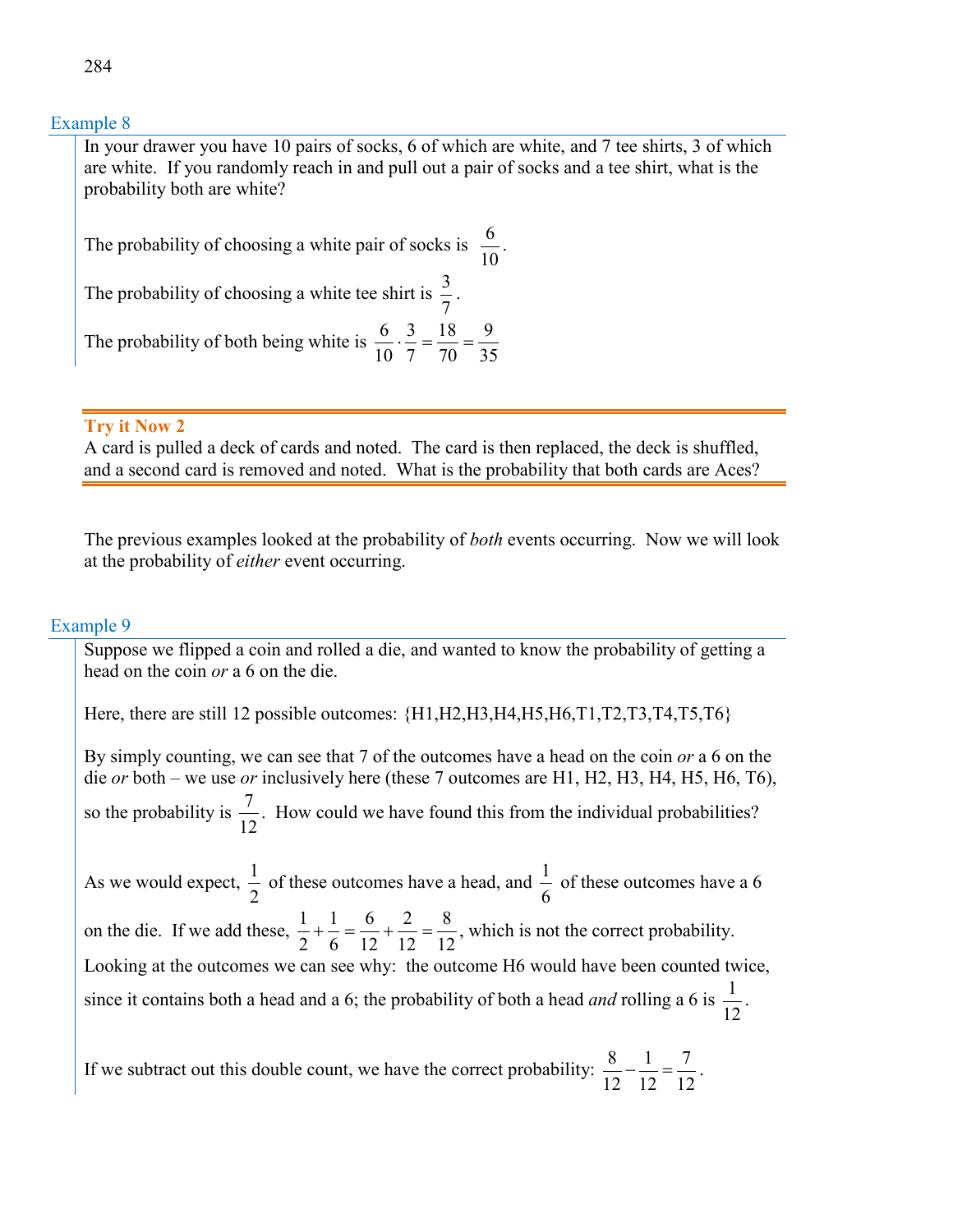### Example 8

In your drawer you have 10 pairs of socks, 6 of which are white, and 7 tee shirts, 3 of which are white. If you randomly reach in and pull out a pair of socks and a tee shirt, what is the probability both are white?

The probability of choosing a white pair of socks is $\frac{6}{10}$.

The probability of choosing a white tee shirt is $\frac{3}{7}$.

The probability of both being white is $\frac{6}{10} \cdot \frac{3}{7} = \frac{18}{70} = \frac{9}{35}$

**Try it Now 2**

A card is pulled a deck of cards and noted. The card is then replaced, the deck is shuffled, and a second card is removed and noted. What is the probability that both cards are Aces?

The previous examples looked at the probability of *both* events occurring. Now we will look at the probability of *either* event occurring.

### Example 9

Suppose we flipped a coin and rolled a die, and wanted to know the probability of getting a head on the coin *or* a 6 on the die.

Here, there are still 12 possible outcomes: {H1,H2,H3,H4,H5,H6,T1,T2,T3,T4,T5,T6}

By simply counting, we can see that 7 of the outcomes have a head on the coin *or* a 6 on the die *or* both – we use *or* inclusively here (these 7 outcomes are H1, H2, H3, H4, H5, H6, T6), so the probability is $\frac{7}{12}$. How could we have found this from the individual probabilities?

As we would expect, $\frac{1}{2}$ of these outcomes have a head, and $\frac{1}{6}$ of these outcomes have a 6 on the die. If we add these, $\frac{1}{2} + \frac{1}{6} = \frac{6}{12} + \frac{2}{12} = \frac{8}{12}$, which is not the correct probability. Looking at the outcomes we can see why: the outcome H6 would have been counted twice, since it contains both a head and a 6; the probability of both a head *and* rolling a 6 is $\frac{1}{12}$.

If we subtract out this double count, we have the correct probability: $\frac{8}{12} - \frac{1}{12} = \frac{7}{12}$.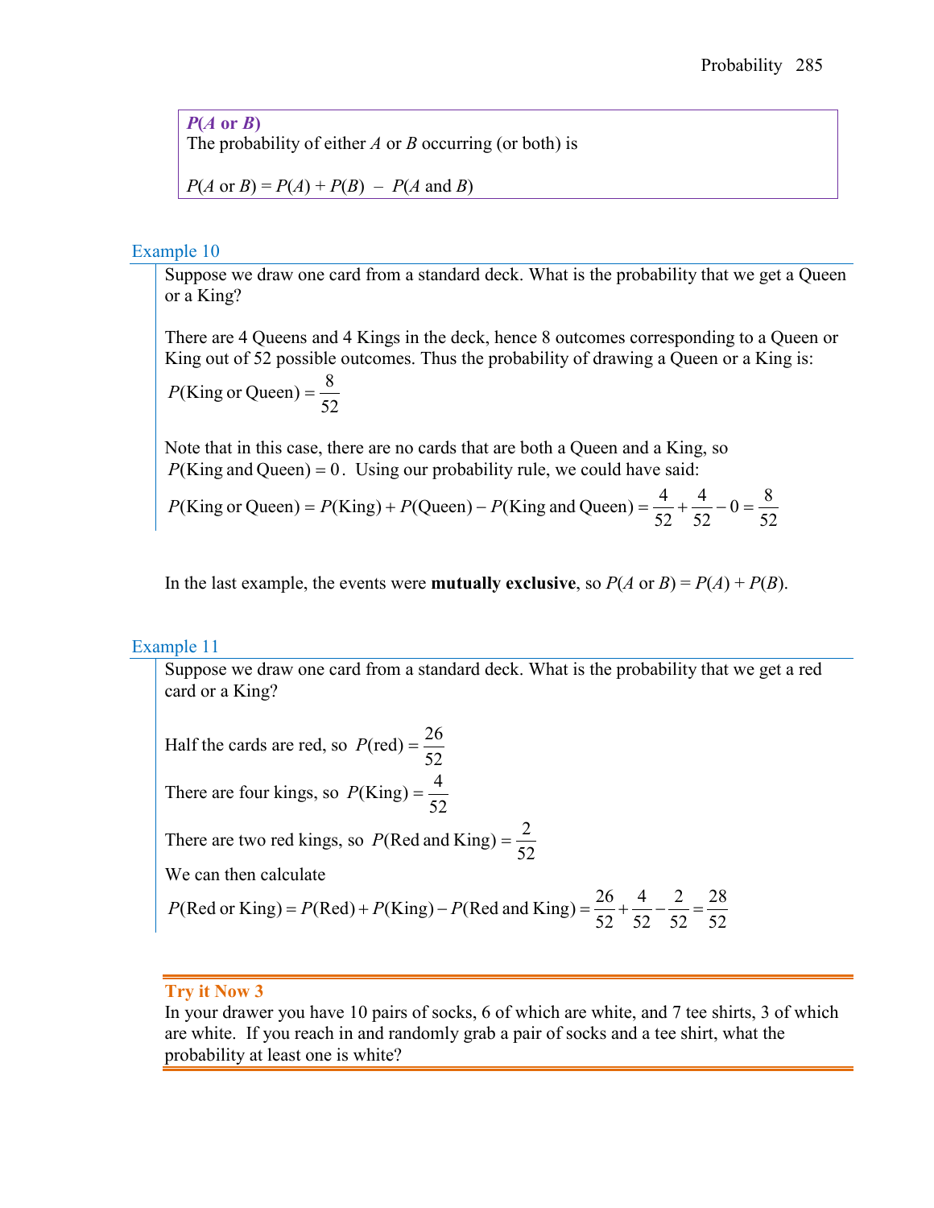**$P(A \text{ or } B)$**

The probability of either $A$ or $B$ occurring (or both) is

$P(A \text{ or } B) = P(A) + P(B) - P(A \text{ and } B)$

### Example 10

Suppose we draw one card from a standard deck. What is the probability that we get a Queen or a King?

There are 4 Queens and 4 Kings in the deck, hence 8 outcomes corresponding to a Queen or King out of 52 possible outcomes. Thus the probability of drawing a Queen or a King is:

$$P(\text{King or Queen}) = \frac{8}{52}$$

Note that in this case, there are no cards that are both a Queen and a King, so $P(\text{King and Queen}) = 0$. Using our probability rule, we could have said:

$$P(\text{King or Queen}) = P(\text{King}) + P(\text{Queen}) - P(\text{King and Queen}) = \frac{4}{52} + \frac{4}{52} - 0 = \frac{8}{52}$$

In the last example, the events were **mutually exclusive**, so $P(A \text{ or } B) = P(A) + P(B)$.

### Example 11

Suppose we draw one card from a standard deck. What is the probability that we get a red card or a King?

Half the cards are red, so $P(\text{red}) = \frac{26}{52}$

There are four kings, so $P(\text{King}) = \frac{4}{52}$

There are two red kings, so $P(\text{Red and King}) = \frac{2}{52}$

We can then calculate

$$P(\text{Red or King}) = P(\text{Red}) + P(\text{King}) - P(\text{Red and King}) = \frac{26}{52} + \frac{4}{52} - \frac{2}{52} = \frac{28}{52}$$

**Try it Now 3**

In your drawer you have 10 pairs of socks, 6 of which are white, and 7 tee shirts, 3 of which are white. If you reach in and randomly grab a pair of socks and a tee shirt, what the probability at least one is white?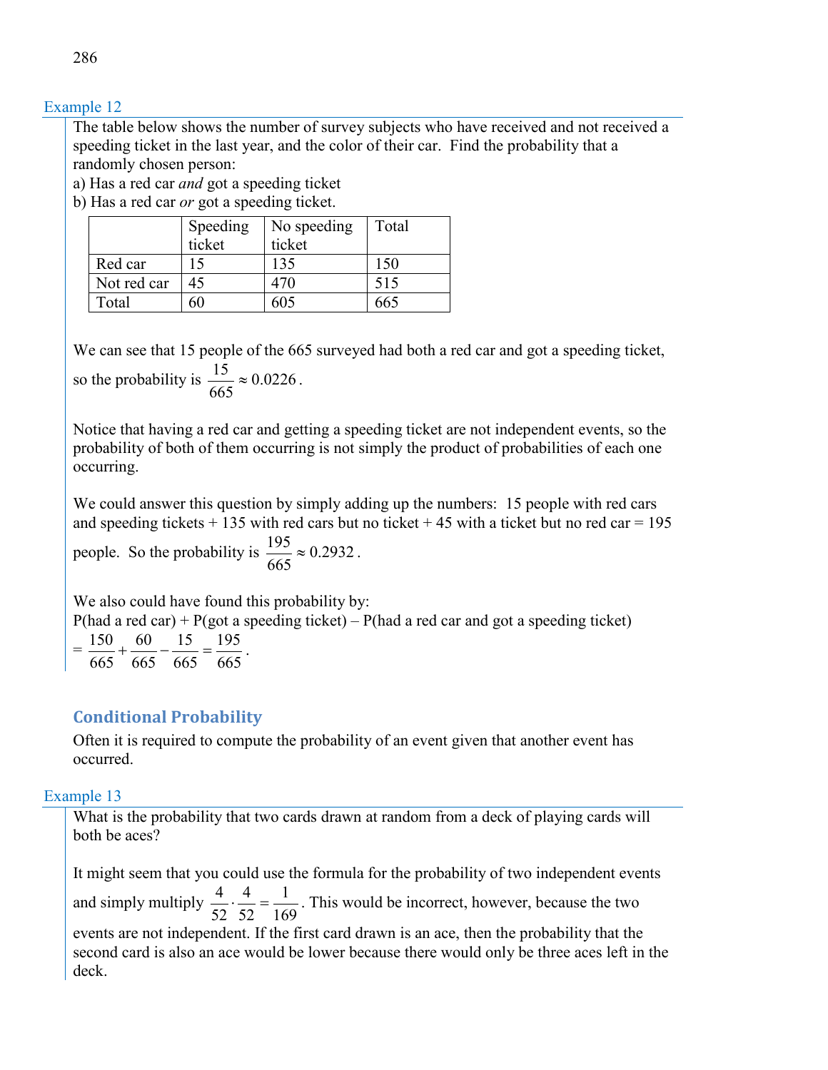### Example 12

The table below shows the number of survey subjects who have received and not received a speeding ticket in the last year, and the color of their car. Find the probability that a randomly chosen person:

a) Has a red car *and* got a speeding ticket

b) Has a red car *or* got a speeding ticket.

| | Speeding ticket | No speeding ticket | Total |
|---|---|---|---|
| Red car | 15 | 135 | 150 |
| Not red car | 45 | 470 | 515 |
| Total | 60 | 605 | 665 |

We can see that 15 people of the 665 surveyed had both a red car and got a speeding ticket, so the probability is $\frac{15}{665} \approx 0.0226$.

Notice that having a red car and getting a speeding ticket are not independent events, so the probability of both of them occurring is not simply the product of probabilities of each one occurring.

We could answer this question by simply adding up the numbers: 15 people with red cars and speeding tickets + 135 with red cars but no ticket + 45 with a ticket but no red car = 195 people. So the probability is $\frac{195}{665} \approx 0.2932$.

We also could have found this probability by:

P(had a red car) + P(got a speeding ticket) – P(had a red car and got a speeding ticket)

$= \frac{150}{665} + \frac{60}{665} - \frac{15}{665} = \frac{195}{665}$.

## Conditional Probability

Often it is required to compute the probability of an event given that another event has occurred.

### Example 13

What is the probability that two cards drawn at random from a deck of playing cards will both be aces?

It might seem that you could use the formula for the probability of two independent events and simply multiply $\frac{4}{52} \cdot \frac{4}{52} = \frac{1}{169}$. This would be incorrect, however, because the two events are not independent. If the first card drawn is an ace, then the probability that the second card is also an ace would be lower because there would only be three aces left in the deck.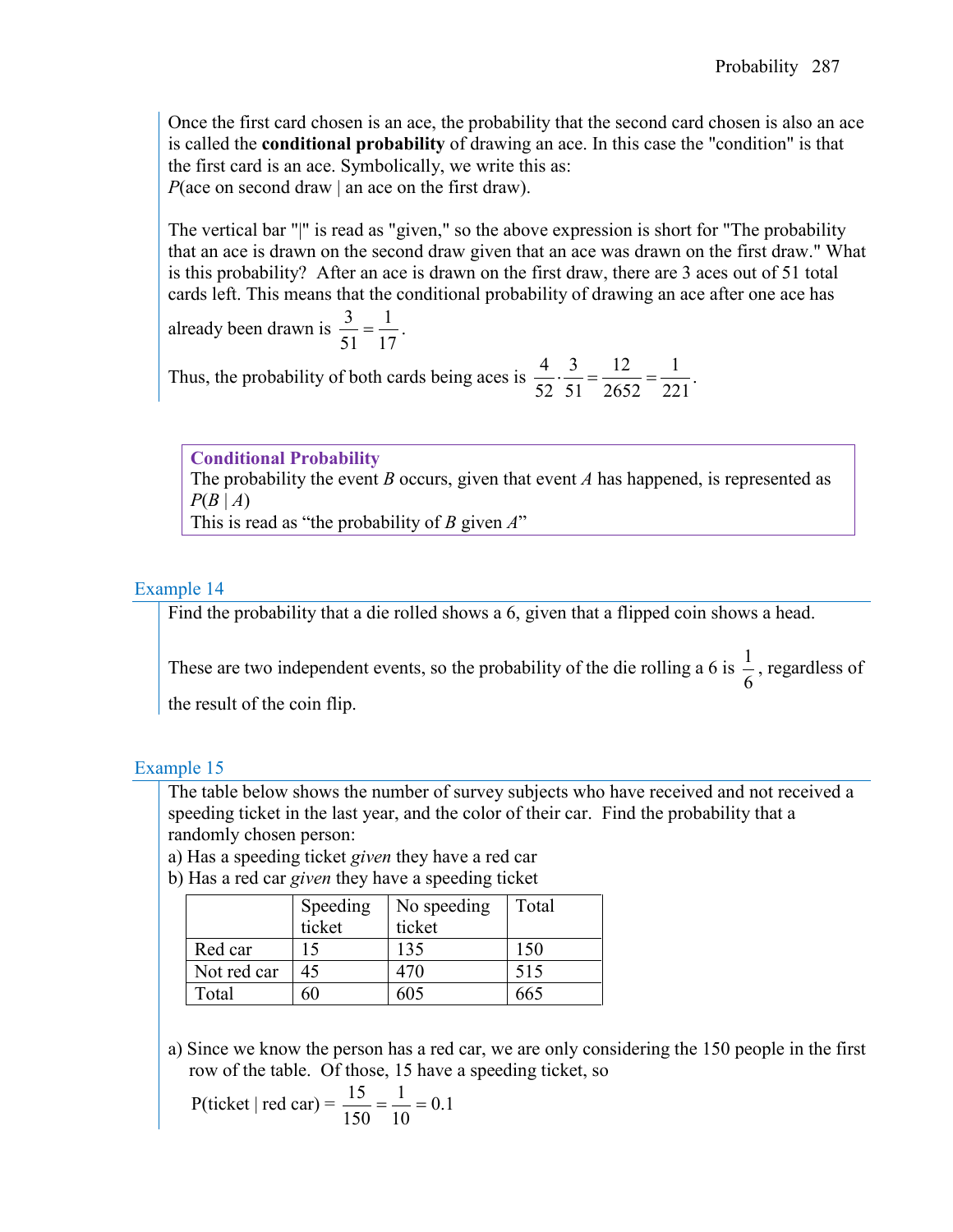Once the first card chosen is an ace, the probability that the second card chosen is also an ace is called the **conditional probability** of drawing an ace. In this case the "condition" is that the first card is an ace. Symbolically, we write this as:
*P*(ace on second draw | an ace on the first draw).

The vertical bar "|" is read as "given," so the above expression is short for "The probability that an ace is drawn on the second draw given that an ace was drawn on the first draw." What is this probability? After an ace is drawn on the first draw, there are 3 aces out of 51 total cards left. This means that the conditional probability of drawing an ace after one ace has already been drawn is $\frac{3}{51} = \frac{1}{17}$.

Thus, the probability of both cards being aces is $\frac{4}{52} \cdot \frac{3}{51} = \frac{12}{2652} = \frac{1}{221}$.

> **Conditional Probability**
> The probability the event $B$ occurs, given that event $A$ has happened, is represented as
> $P(B \mid A)$
> This is read as "the probability of $B$ given $A$"

### Example 14

Find the probability that a die rolled shows a 6, given that a flipped coin shows a head.

These are two independent events, so the probability of the die rolling a 6 is $\frac{1}{6}$, regardless of the result of the coin flip.

### Example 15

The table below shows the number of survey subjects who have received and not received a speeding ticket in the last year, and the color of their car. Find the probability that a randomly chosen person:

a) Has a speeding ticket *given* they have a red car
b) Has a red car *given* they have a speeding ticket

| | Speeding ticket | No speeding ticket | Total |
|---|---|---|---|
| Red car | 15 | 135 | 150 |
| Not red car | 45 | 470 | 515 |
| Total | 60 | 605 | 665 |

a) Since we know the person has a red car, we are only considering the 150 people in the first row of the table. Of those, 15 have a speeding ticket, so

$$\text{P(ticket | red car)} = \frac{15}{150} = \frac{1}{10} = 0.1$$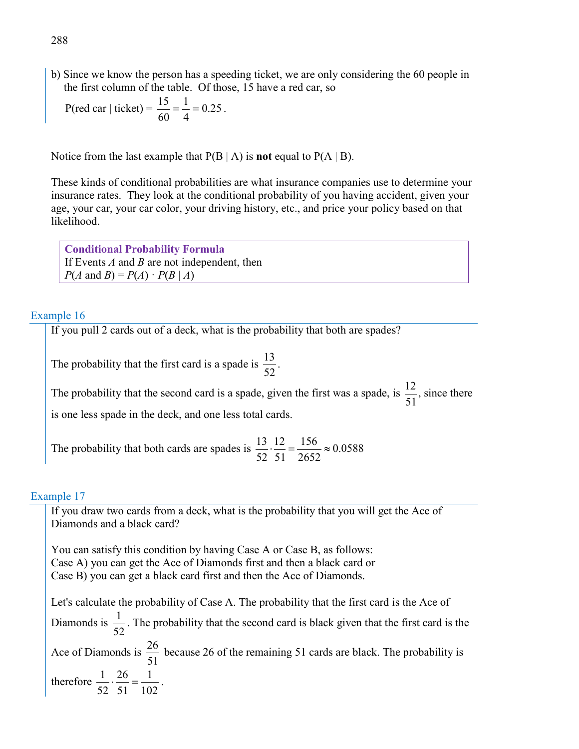b) Since we know the person has a speeding ticket, we are only considering the 60 people in the first column of the table. Of those, 15 have a red car, so

$$\text{P(red car | ticket)} = \frac{15}{60} = \frac{1}{4} = 0.25.$$

Notice from the last example that P(B | A) is **not** equal to P(A | B).

These kinds of conditional probabilities are what insurance companies use to determine your insurance rates. They look at the conditional probability of you having accident, given your age, your car, your car color, your driving history, etc., and price your policy based on that likelihood.

> **Conditional Probability Formula**
> If Events *A* and *B* are not independent, then
> $P(A \text{ and } B) = P(A) \cdot P(B \mid A)$

### Example 16

If you pull 2 cards out of a deck, what is the probability that both are spades?

The probability that the first card is a spade is $\frac{13}{52}$.

The probability that the second card is a spade, given the first was a spade, is $\frac{12}{51}$, since there is one less spade in the deck, and one less total cards.

The probability that both cards are spades is $\frac{13}{52} \cdot \frac{12}{51} = \frac{156}{2652} \approx 0.0588$

### Example 17

If you draw two cards from a deck, what is the probability that you will get the Ace of Diamonds and a black card?

You can satisfy this condition by having Case A or Case B, as follows:
Case A) you can get the Ace of Diamonds first and then a black card or
Case B) you can get a black card first and then the Ace of Diamonds.

Let's calculate the probability of Case A. The probability that the first card is the Ace of Diamonds is $\frac{1}{52}$. The probability that the second card is black given that the first card is the Ace of Diamonds is $\frac{26}{51}$ because 26 of the remaining 51 cards are black. The probability is therefore $\frac{1}{52} \cdot \frac{26}{51} = \frac{1}{102}$.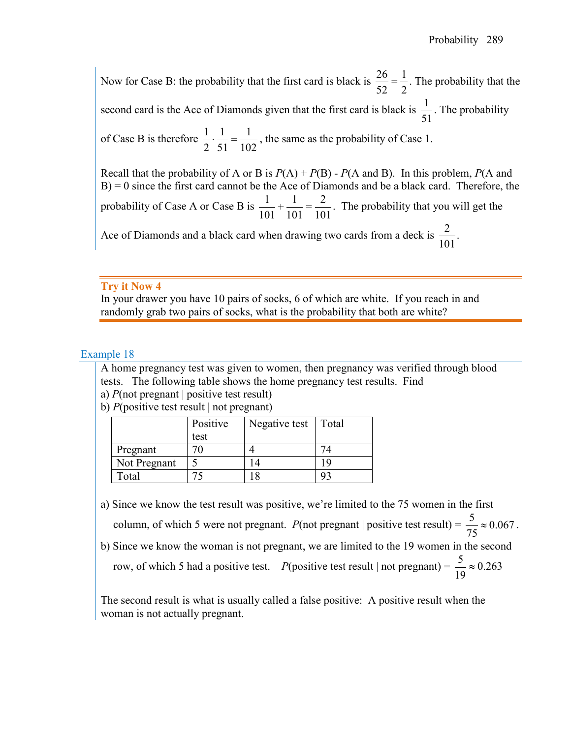Now for Case B: the probability that the first card is black is $\frac{26}{52}=\frac{1}{2}$. The probability that the second card is the Ace of Diamonds given that the first card is black is $\frac{1}{51}$. The probability of Case B is therefore $\frac{1}{2}\cdot\frac{1}{51}=\frac{1}{102}$, the same as the probability of Case 1.

Recall that the probability of A or B is $P(A) + P(B) - P(A \text{ and } B)$. In this problem, $P(A \text{ and } B) = 0$ since the first card cannot be the Ace of Diamonds and be a black card. Therefore, the probability of Case A or Case B is $\frac{1}{101}+\frac{1}{101}=\frac{2}{101}$. The probability that you will get the Ace of Diamonds and a black card when drawing two cards from a deck is $\frac{2}{101}$.

**Try it Now 4**

In your drawer you have 10 pairs of socks, 6 of which are white. If you reach in and randomly grab two pairs of socks, what is the probability that both are white?

### Example 18

A home pregnancy test was given to women, then pregnancy was verified through blood tests. The following table shows the home pregnancy test results. Find

a) $P(\text{not pregnant} \mid \text{positive test result})$

b) $P(\text{positive test result} \mid \text{not pregnant})$

| | Positive test | Negative test | Total |
|---|---|---|---|
| Pregnant | 70 | 4 | 74 |
| Not Pregnant | 5 | 14 | 19 |
| Total | 75 | 18 | 93 |

a) Since we know the test result was positive, we're limited to the 75 women in the first column, of which 5 were not pregnant. $P(\text{not pregnant} \mid \text{positive test result}) = \frac{5}{75} \approx 0.067$.

b) Since we know the woman is not pregnant, we are limited to the 19 women in the second row, of which 5 had a positive test. $P(\text{positive test result} \mid \text{not pregnant}) = \frac{5}{19} \approx 0.263$

The second result is what is usually called a false positive: A positive result when the woman is not actually pregnant.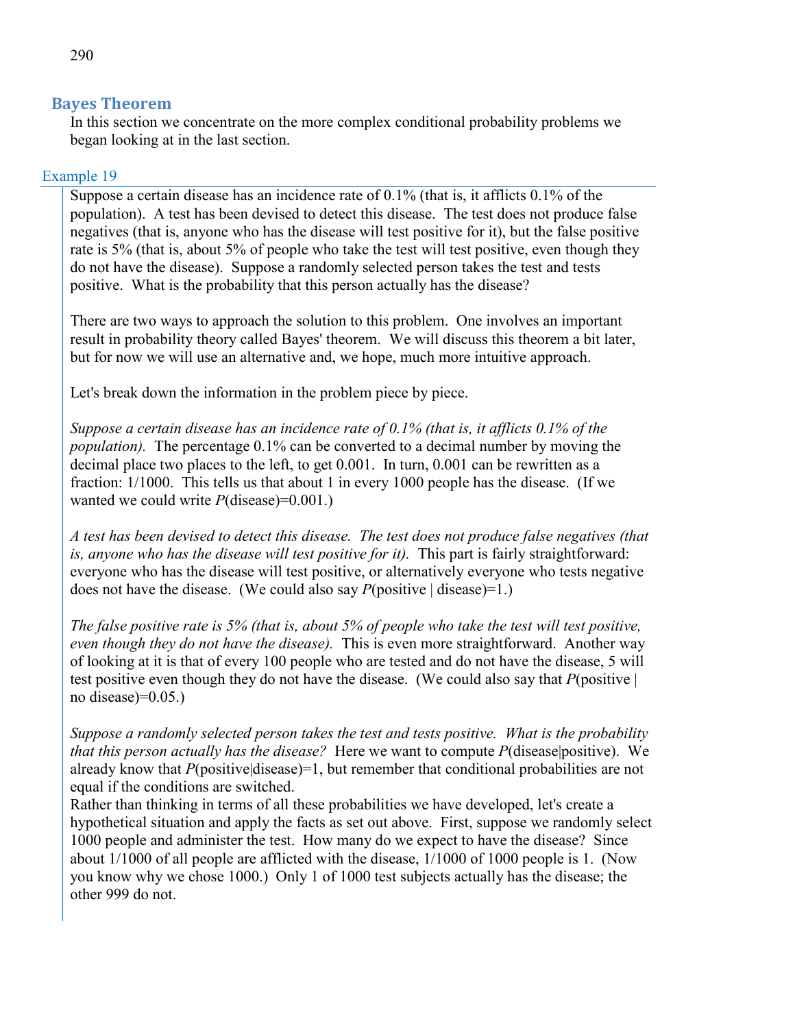## Bayes Theorem

In this section we concentrate on the more complex conditional probability problems we began looking at in the last section.

### Example 19

Suppose a certain disease has an incidence rate of 0.1% (that is, it afflicts 0.1% of the population). A test has been devised to detect this disease. The test does not produce false negatives (that is, anyone who has the disease will test positive for it), but the false positive rate is 5% (that is, about 5% of people who take the test will test positive, even though they do not have the disease). Suppose a randomly selected person takes the test and tests positive. What is the probability that this person actually has the disease?

There are two ways to approach the solution to this problem. One involves an important result in probability theory called Bayes' theorem. We will discuss this theorem a bit later, but for now we will use an alternative and, we hope, much more intuitive approach.

Let's break down the information in the problem piece by piece.

*Suppose a certain disease has an incidence rate of 0.1% (that is, it afflicts 0.1% of the population).* The percentage 0.1% can be converted to a decimal number by moving the decimal place two places to the left, to get 0.001. In turn, 0.001 can be rewritten as a fraction: 1/1000. This tells us that about 1 in every 1000 people has the disease. (If we wanted we could write $P(\text{disease})=0.001$.)

*A test has been devised to detect this disease. The test does not produce false negatives (that is, anyone who has the disease will test positive for it).* This part is fairly straightforward: everyone who has the disease will test positive, or alternatively everyone who tests negative does not have the disease. (We could also say $P(\text{positive} \mid \text{disease})=1$.)

*The false positive rate is 5% (that is, about 5% of people who take the test will test positive, even though they do not have the disease).* This is even more straightforward. Another way of looking at it is that of every 100 people who are tested and do not have the disease, 5 will test positive even though they do not have the disease. (We could also say that $P(\text{positive} \mid \text{no disease})=0.05$.)

*Suppose a randomly selected person takes the test and tests positive. What is the probability that this person actually has the disease?* Here we want to compute $P(\text{disease}|\text{positive})$. We already know that $P(\text{positive}|\text{disease})=1$, but remember that conditional probabilities are not equal if the conditions are switched.

Rather than thinking in terms of all these probabilities we have developed, let's create a hypothetical situation and apply the facts as set out above. First, suppose we randomly select 1000 people and administer the test. How many do we expect to have the disease? Since about 1/1000 of all people are afflicted with the disease, 1/1000 of 1000 people is 1. (Now you know why we chose 1000.) Only 1 of 1000 test subjects actually has the disease; the other 999 do not.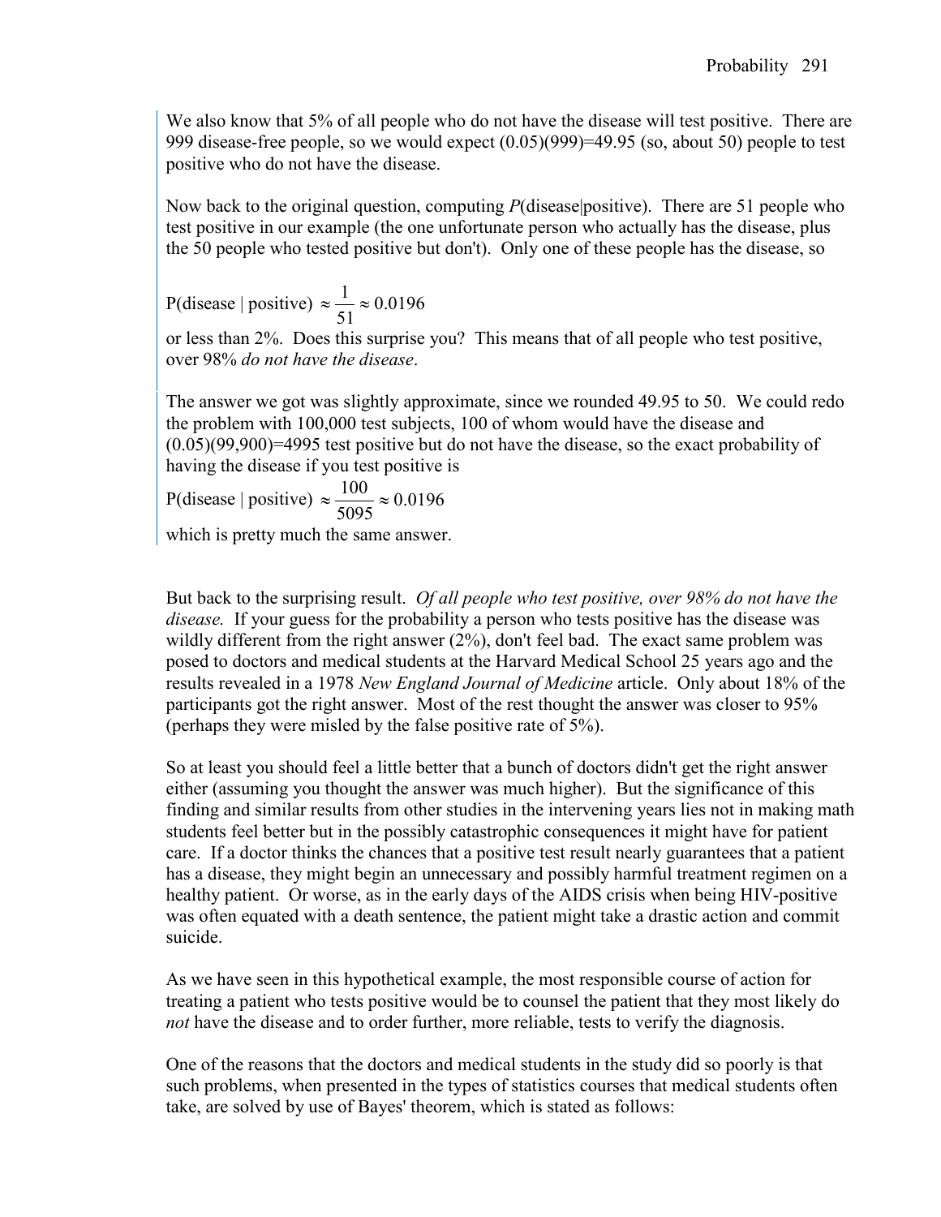We also know that 5% of all people who do not have the disease will test positive. There are 999 disease-free people, so we would expect (0.05)(999)=49.95 (so, about 50) people to test positive who do not have the disease.

Now back to the original question, computing *P*(disease|positive). There are 51 people who test positive in our example (the one unfortunate person who actually has the disease, plus the 50 people who tested positive but don't). Only one of these people has the disease, so

$$\text{P(disease | positive)} \approx \frac{1}{51} \approx 0.0196$$

or less than 2%. Does this surprise you? This means that of all people who test positive, over 98% *do not have the disease*.

The answer we got was slightly approximate, since we rounded 49.95 to 50. We could redo the problem with 100,000 test subjects, 100 of whom would have the disease and (0.05)(99,900)=4995 test positive but do not have the disease, so the exact probability of having the disease if you test positive is

$$\text{P(disease | positive)} \approx \frac{100}{5095} \approx 0.0196$$

which is pretty much the same answer.

But back to the surprising result. *Of all people who test positive, over 98% do not have the disease.* If your guess for the probability a person who tests positive has the disease was wildly different from the right answer (2%), don't feel bad. The exact same problem was posed to doctors and medical students at the Harvard Medical School 25 years ago and the results revealed in a 1978 *New England Journal of Medicine* article. Only about 18% of the participants got the right answer. Most of the rest thought the answer was closer to 95% (perhaps they were misled by the false positive rate of 5%).

So at least you should feel a little better that a bunch of doctors didn't get the right answer either (assuming you thought the answer was much higher). But the significance of this finding and similar results from other studies in the intervening years lies not in making math students feel better but in the possibly catastrophic consequences it might have for patient care. If a doctor thinks the chances that a positive test result nearly guarantees that a patient has a disease, they might begin an unnecessary and possibly harmful treatment regimen on a healthy patient. Or worse, as in the early days of the AIDS crisis when being HIV-positive was often equated with a death sentence, the patient might take a drastic action and commit suicide.

As we have seen in this hypothetical example, the most responsible course of action for treating a patient who tests positive would be to counsel the patient that they most likely do *not* have the disease and to order further, more reliable, tests to verify the diagnosis.

One of the reasons that the doctors and medical students in the study did so poorly is that such problems, when presented in the types of statistics courses that medical students often take, are solved by use of Bayes' theorem, which is stated as follows: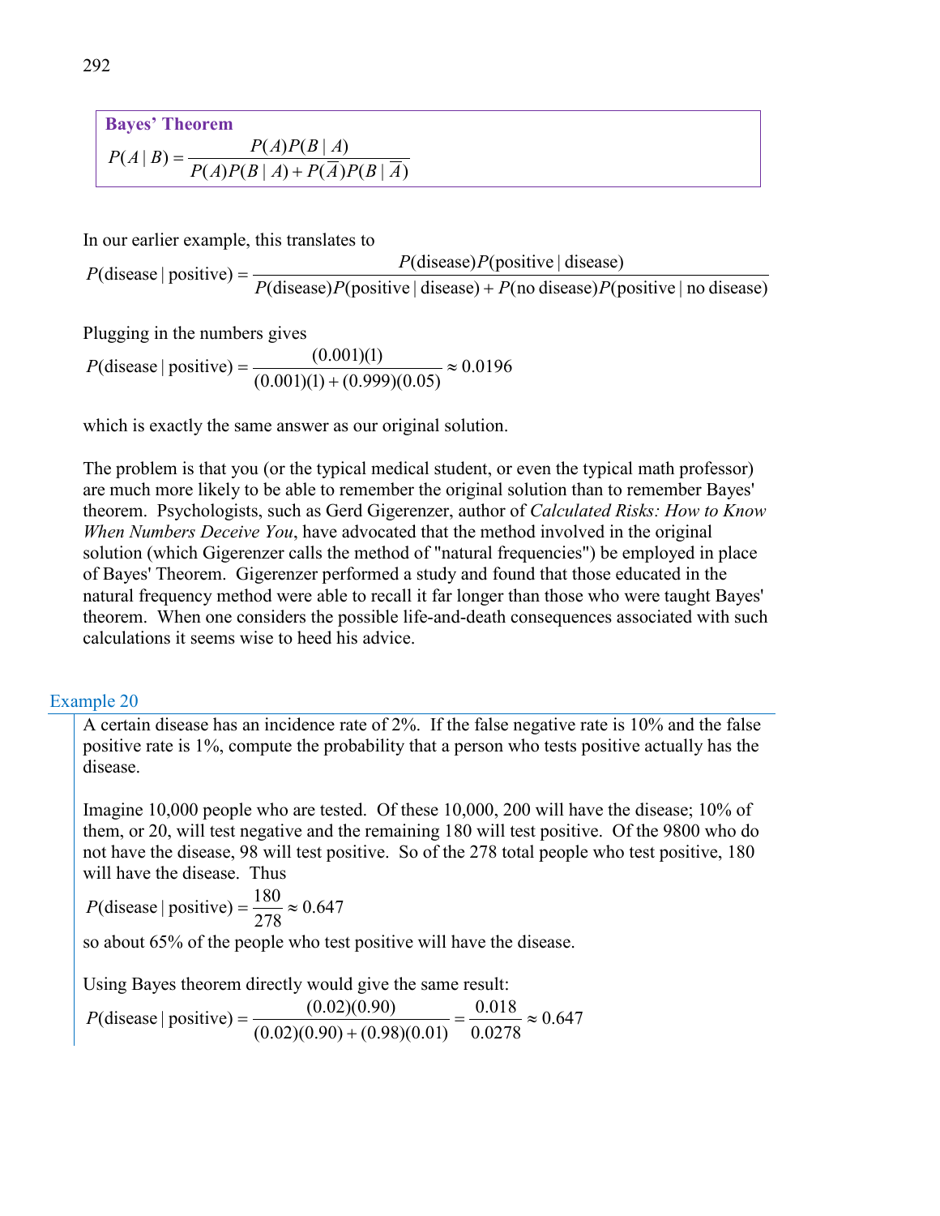**Bayes' Theorem**

$$P(A \mid B) = \frac{P(A)P(B \mid A)}{P(A)P(B \mid A) + P(\overline{A})P(B \mid \overline{A})}$$

In our earlier example, this translates to

$$P(\text{disease} \mid \text{positive}) = \frac{P(\text{disease})P(\text{positive} \mid \text{disease})}{P(\text{disease})P(\text{positive} \mid \text{disease}) + P(\text{no disease})P(\text{positive} \mid \text{no disease})}$$

Plugging in the numbers gives

$$P(\text{disease} \mid \text{positive}) = \frac{(0.001)(1)}{(0.001)(1) + (0.999)(0.05)} \approx 0.0196$$

which is exactly the same answer as our original solution.

The problem is that you (or the typical medical student, or even the typical math professor) are much more likely to be able to remember the original solution than to remember Bayes' theorem. Psychologists, such as Gerd Gigerenzer, author of *Calculated Risks: How to Know When Numbers Deceive You*, have advocated that the method involved in the original solution (which Gigerenzer calls the method of "natural frequencies") be employed in place of Bayes' Theorem. Gigerenzer performed a study and found that those educated in the natural frequency method were able to recall it far longer than those who were taught Bayes' theorem. When one considers the possible life-and-death consequences associated with such calculations it seems wise to heed his advice.

### Example 20

A certain disease has an incidence rate of 2%. If the false negative rate is 10% and the false positive rate is 1%, compute the probability that a person who tests positive actually has the disease.

Imagine 10,000 people who are tested. Of these 10,000, 200 will have the disease; 10% of them, or 20, will test negative and the remaining 180 will test positive. Of the 9800 who do not have the disease, 98 will test positive. So of the 278 total people who test positive, 180 will have the disease. Thus

$$P(\text{disease} \mid \text{positive}) = \frac{180}{278} \approx 0.647$$

so about 65% of the people who test positive will have the disease.

Using Bayes theorem directly would give the same result:

$$P(\text{disease} \mid \text{positive}) = \frac{(0.02)(0.90)}{(0.02)(0.90) + (0.98)(0.01)} = \frac{0.018}{0.0278} \approx 0.647$$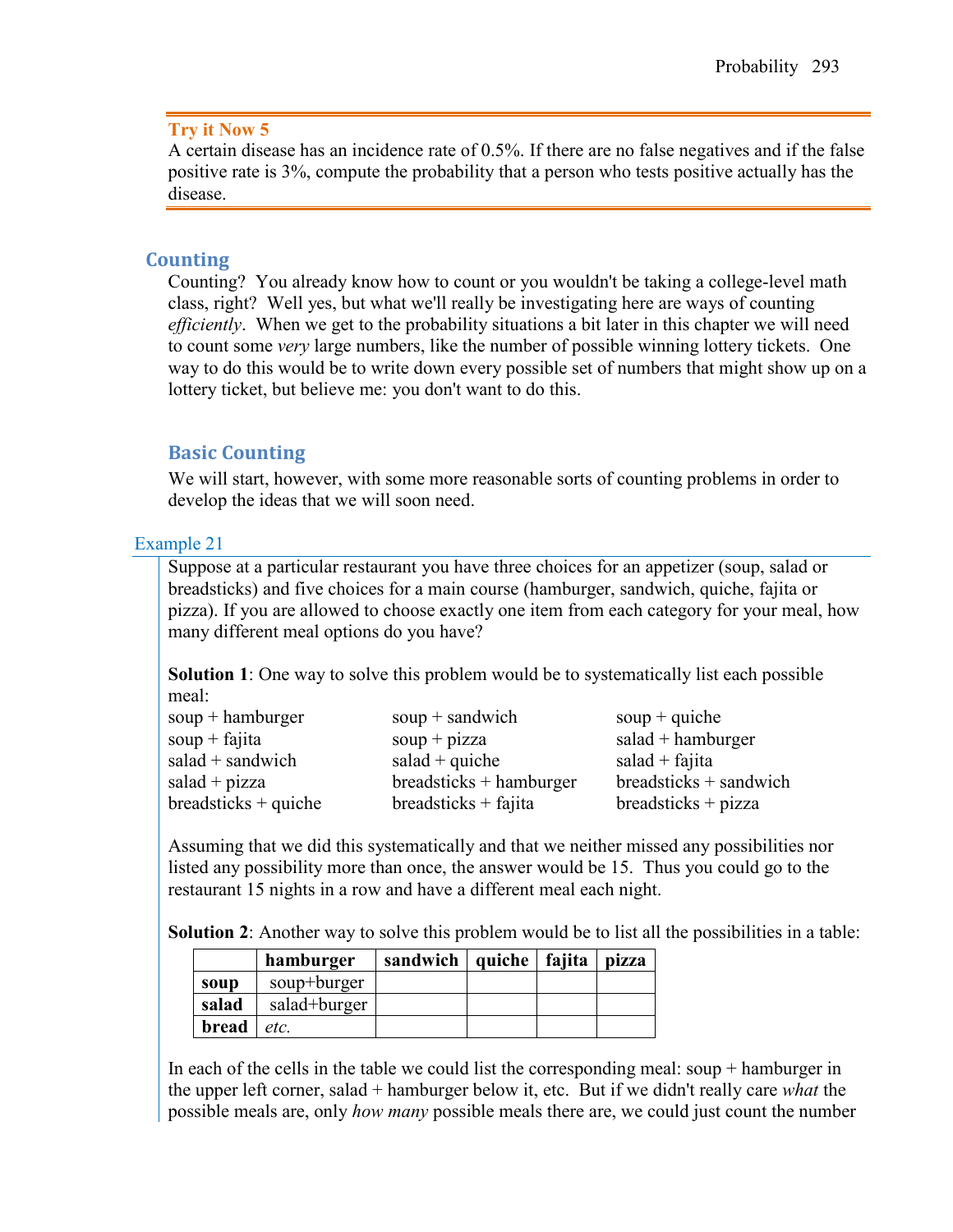**Try it Now 5**

A certain disease has an incidence rate of 0.5%. If there are no false negatives and if the false positive rate is 3%, compute the probability that a person who tests positive actually has the disease.

## Counting

Counting? You already know how to count or you wouldn't be taking a college-level math class, right? Well yes, but what we'll really be investigating here are ways of counting *efficiently*. When we get to the probability situations a bit later in this chapter we will need to count some *very* large numbers, like the number of possible winning lottery tickets. One way to do this would be to write down every possible set of numbers that might show up on a lottery ticket, but believe me: you don't want to do this.

### Basic Counting

We will start, however, with some more reasonable sorts of counting problems in order to develop the ideas that we will soon need.

**Example 21**

Suppose at a particular restaurant you have three choices for an appetizer (soup, salad or breadsticks) and five choices for a main course (hamburger, sandwich, quiche, fajita or pizza). If you are allowed to choose exactly one item from each category for your meal, how many different meal options do you have?

**Solution 1**: One way to solve this problem would be to systematically list each possible meal:

soup + hamburger
soup + sandwich
soup + quiche
soup + fajita
soup + pizza
salad + hamburger
salad + sandwich
salad + quiche
salad + fajita
salad + pizza
breadsticks + hamburger
breadsticks + sandwich
breadsticks + quiche
breadsticks + fajita
breadsticks + pizza

Assuming that we did this systematically and that we neither missed any possibilities nor listed any possibility more than once, the answer would be 15. Thus you could go to the restaurant 15 nights in a row and have a different meal each night.

**Solution 2**: Another way to solve this problem would be to list all the possibilities in a table:

| | **hamburger** | **sandwich** | **quiche** | **fajita** | **pizza** |
|---|---|---|---|---|---|
| **soup** | soup+burger | | | | |
| **salad** | salad+burger | | | | |
| **bread** | *etc.* | | | | |

In each of the cells in the table we could list the corresponding meal: soup + hamburger in the upper left corner, salad + hamburger below it, etc. But if we didn't really care *what* the possible meals are, only *how many* possible meals there are, we could just count the number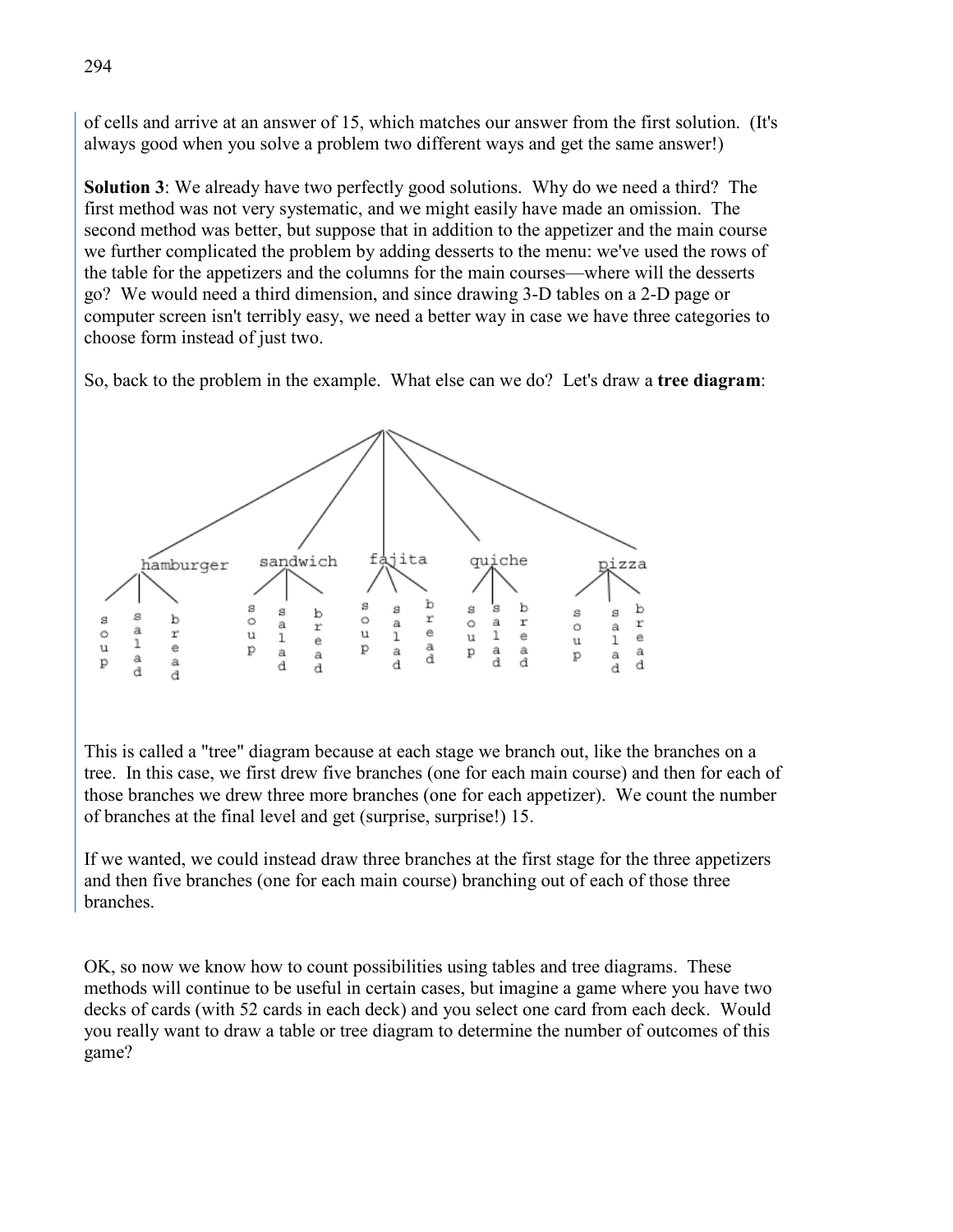of cells and arrive at an answer of 15, which matches our answer from the first solution. (It's always good when you solve a problem two different ways and get the same answer!)

**Solution 3**: We already have two perfectly good solutions. Why do we need a third? The first method was not very systematic, and we might easily have made an omission. The second method was better, but suppose that in addition to the appetizer and the main course we further complicated the problem by adding desserts to the menu: we've used the rows of the table for the appetizers and the columns for the main courses—where will the desserts go? We would need a third dimension, and since drawing 3-D tables on a 2-D page or computer screen isn't terribly easy, we need a better way in case we have three categories to choose form instead of just two.

So, back to the problem in the example. What else can we do? Let's draw a **tree diagram**:

hamburger: soup, salad, bread
sandwich: soup, salad, bread
fajita: soup, salad, bread
quiche: soup, salad, bread
pizza: soup, salad, bread

This is called a "tree" diagram because at each stage we branch out, like the branches on a tree. In this case, we first drew five branches (one for each main course) and then for each of those branches we drew three more branches (one for each appetizer). We count the number of branches at the final level and get (surprise, surprise!) 15.

If we wanted, we could instead draw three branches at the first stage for the three appetizers and then five branches (one for each main course) branching out of each of those three branches.

OK, so now we know how to count possibilities using tables and tree diagrams. These methods will continue to be useful in certain cases, but imagine a game where you have two decks of cards (with 52 cards in each deck) and you select one card from each deck. Would you really want to draw a table or tree diagram to determine the number of outcomes of this game?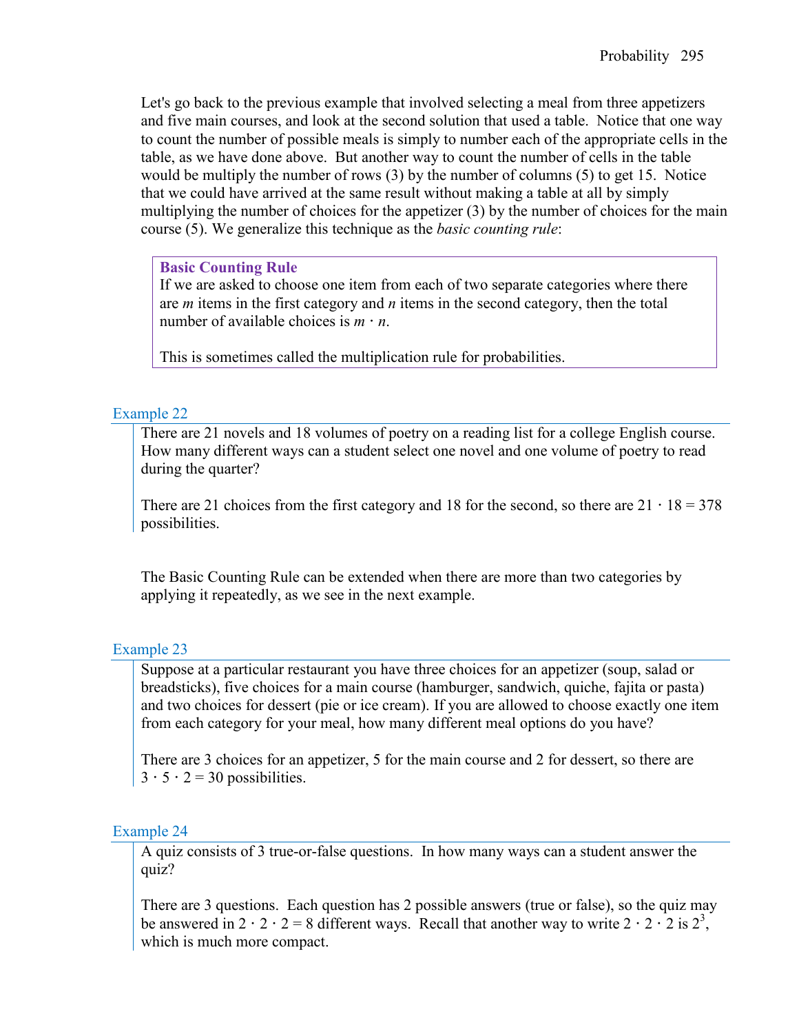Let's go back to the previous example that involved selecting a meal from three appetizers and five main courses, and look at the second solution that used a table. Notice that one way to count the number of possible meals is simply to number each of the appropriate cells in the table, as we have done above. But another way to count the number of cells in the table would be multiply the number of rows (3) by the number of columns (5) to get 15. Notice that we could have arrived at the same result without making a table at all by simply multiplying the number of choices for the appetizer (3) by the number of choices for the main course (5). We generalize this technique as the *basic counting rule*:

> **Basic Counting Rule**
> If we are asked to choose one item from each of two separate categories where there are $m$ items in the first category and $n$ items in the second category, then the total number of available choices is $m \cdot n$.
>
> This is sometimes called the multiplication rule for probabilities.

### Example 22

There are 21 novels and 18 volumes of poetry on a reading list for a college English course. How many different ways can a student select one novel and one volume of poetry to read during the quarter?

There are 21 choices from the first category and 18 for the second, so there are $21 \cdot 18 = 378$ possibilities.

The Basic Counting Rule can be extended when there are more than two categories by applying it repeatedly, as we see in the next example.

### Example 23

Suppose at a particular restaurant you have three choices for an appetizer (soup, salad or breadsticks), five choices for a main course (hamburger, sandwich, quiche, fajita or pasta) and two choices for dessert (pie or ice cream). If you are allowed to choose exactly one item from each category for your meal, how many different meal options do you have?

There are 3 choices for an appetizer, 5 for the main course and 2 for dessert, so there are $3 \cdot 5 \cdot 2 = 30$ possibilities.

### Example 24

A quiz consists of 3 true-or-false questions. In how many ways can a student answer the quiz?

There are 3 questions. Each question has 2 possible answers (true or false), so the quiz may be answered in $2 \cdot 2 \cdot 2 = 8$ different ways. Recall that another way to write $2 \cdot 2 \cdot 2$ is $2^3$, which is much more compact.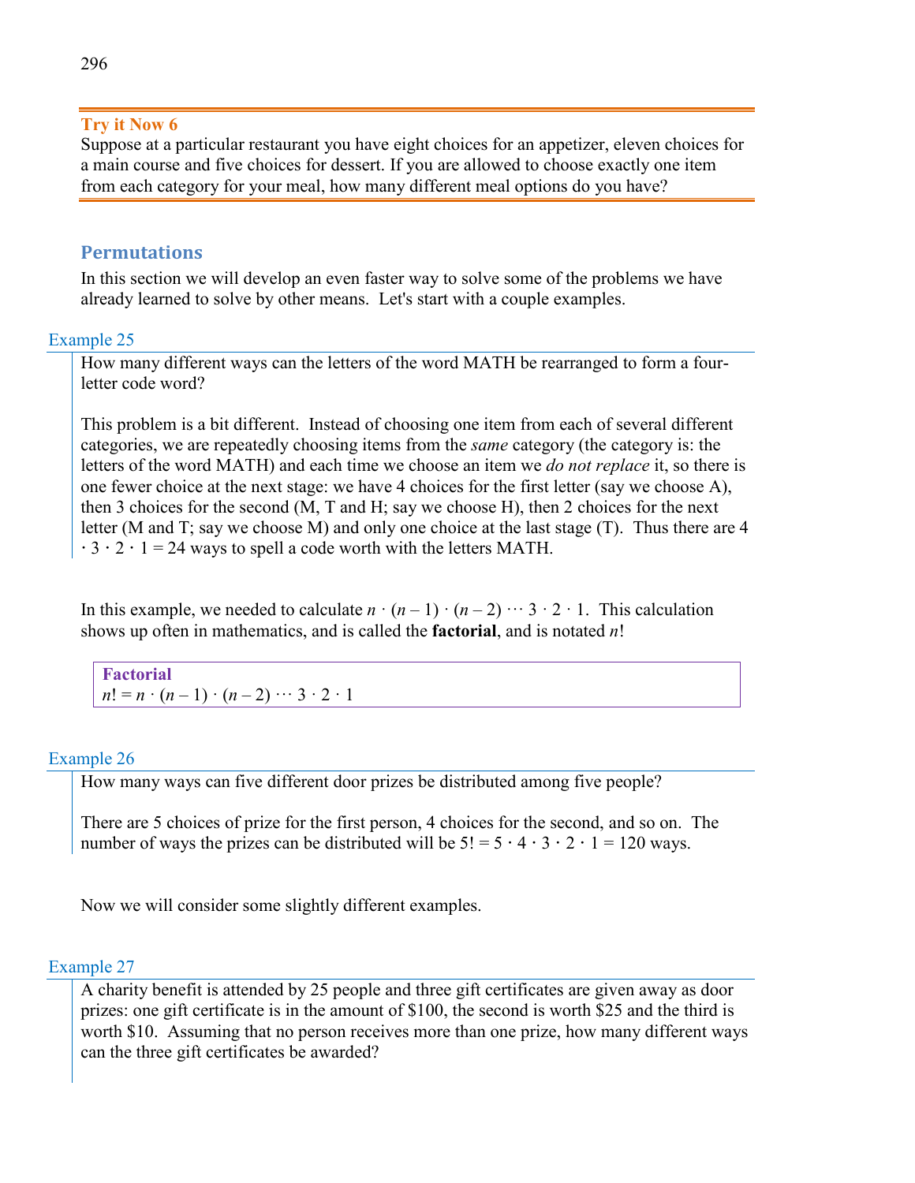**Try it Now 6**

Suppose at a particular restaurant you have eight choices for an appetizer, eleven choices for a main course and five choices for dessert. If you are allowed to choose exactly one item from each category for your meal, how many different meal options do you have?

## Permutations

In this section we will develop an even faster way to solve some of the problems we have already learned to solve by other means. Let's start with a couple examples.

### Example 25

How many different ways can the letters of the word MATH be rearranged to form a four-letter code word?

This problem is a bit different. Instead of choosing one item from each of several different categories, we are repeatedly choosing items from the *same* category (the category is: the letters of the word MATH) and each time we choose an item we *do not replace* it, so there is one fewer choice at the next stage: we have 4 choices for the first letter (say we choose A), then 3 choices for the second (M, T and H; say we choose H), then 2 choices for the next letter (M and T; say we choose M) and only one choice at the last stage (T). Thus there are $4 \cdot 3 \cdot 2 \cdot 1 = 24$ ways to spell a code worth with the letters MATH.

In this example, we needed to calculate $n \cdot (n - 1) \cdot (n - 2) \cdots 3 \cdot 2 \cdot 1$. This calculation shows up often in mathematics, and is called the **factorial**, and is notated $n!$

**Factorial**

$n! = n \cdot (n - 1) \cdot (n - 2) \cdots 3 \cdot 2 \cdot 1$

### Example 26

How many ways can five different door prizes be distributed among five people?

There are 5 choices of prize for the first person, 4 choices for the second, and so on. The number of ways the prizes can be distributed will be $5! = 5 \cdot 4 \cdot 3 \cdot 2 \cdot 1 = 120$ ways.

Now we will consider some slightly different examples.

### Example 27

A charity benefit is attended by 25 people and three gift certificates are given away as door prizes: one gift certificate is in the amount of $100, the second is worth $25 and the third is worth $10. Assuming that no person receives more than one prize, how many different ways can the three gift certificates be awarded?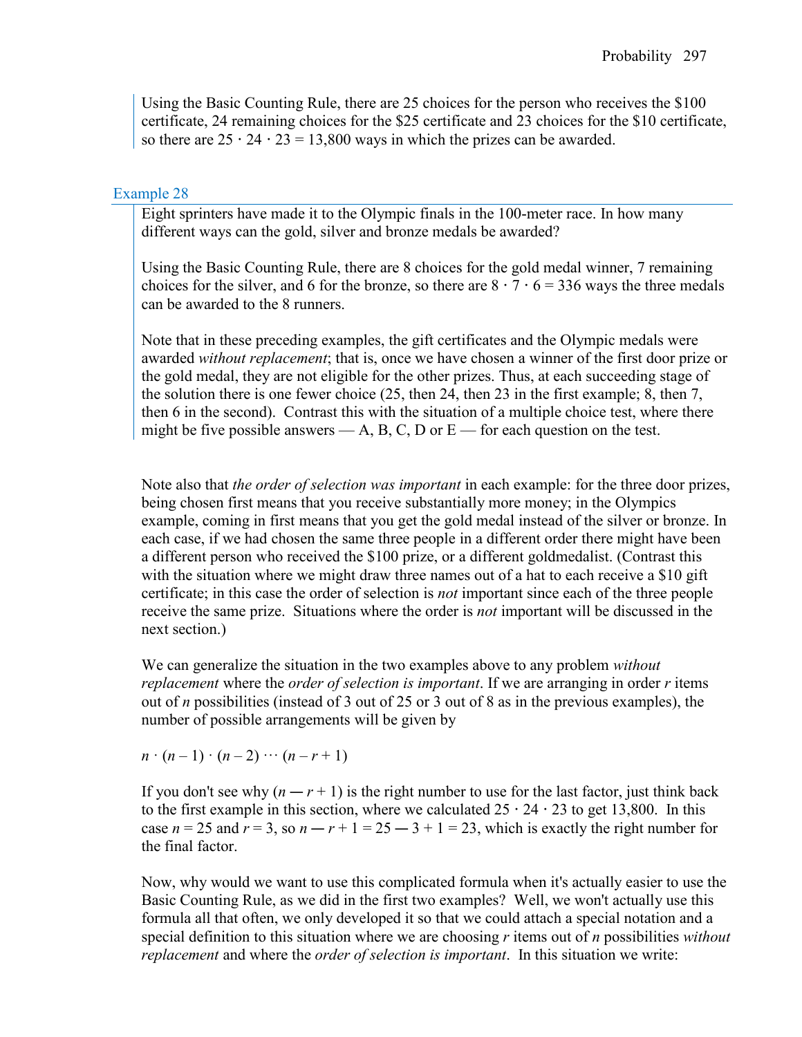Using the Basic Counting Rule, there are 25 choices for the person who receives the \$100 certificate, 24 remaining choices for the \$25 certificate and 23 choices for the \$10 certificate, so there are $25 \cdot 24 \cdot 23 = 13{,}800$ ways in which the prizes can be awarded.

### Example 28

Eight sprinters have made it to the Olympic finals in the 100-meter race. In how many different ways can the gold, silver and bronze medals be awarded?

Using the Basic Counting Rule, there are 8 choices for the gold medal winner, 7 remaining choices for the silver, and 6 for the bronze, so there are $8 \cdot 7 \cdot 6 = 336$ ways the three medals can be awarded to the 8 runners.

Note that in these preceding examples, the gift certificates and the Olympic medals were awarded *without replacement*; that is, once we have chosen a winner of the first door prize or the gold medal, they are not eligible for the other prizes. Thus, at each succeeding stage of the solution there is one fewer choice (25, then 24, then 23 in the first example; 8, then 7, then 6 in the second). Contrast this with the situation of a multiple choice test, where there might be five possible answers — A, B, C, D or E — for each question on the test.

Note also that *the order of selection was important* in each example: for the three door prizes, being chosen first means that you receive substantially more money; in the Olympics example, coming in first means that you get the gold medal instead of the silver or bronze. In each case, if we had chosen the same three people in a different order there might have been a different person who received the \$100 prize, or a different goldmedalist. (Contrast this with the situation where we might draw three names out of a hat to each receive a \$10 gift certificate; in this case the order of selection is *not* important since each of the three people receive the same prize. Situations where the order is *not* important will be discussed in the next section.)

We can generalize the situation in the two examples above to any problem *without replacement* where the *order of selection is important*. If we are arranging in order $r$ items out of $n$ possibilities (instead of 3 out of 25 or 3 out of 8 as in the previous examples), the number of possible arrangements will be given by

$$n \cdot (n-1) \cdot (n-2) \cdots (n-r+1)$$

If you don't see why $(n - r + 1)$ is the right number to use for the last factor, just think back to the first example in this section, where we calculated $25 \cdot 24 \cdot 23$ to get 13,800. In this case $n = 25$ and $r = 3$, so $n - r + 1 = 25 - 3 + 1 = 23$, which is exactly the right number for the final factor.

Now, why would we want to use this complicated formula when it's actually easier to use the Basic Counting Rule, as we did in the first two examples? Well, we won't actually use this formula all that often, we only developed it so that we could attach a special notation and a special definition to this situation where we are choosing $r$ items out of $n$ possibilities *without replacement* and where the *order of selection is important*. In this situation we write: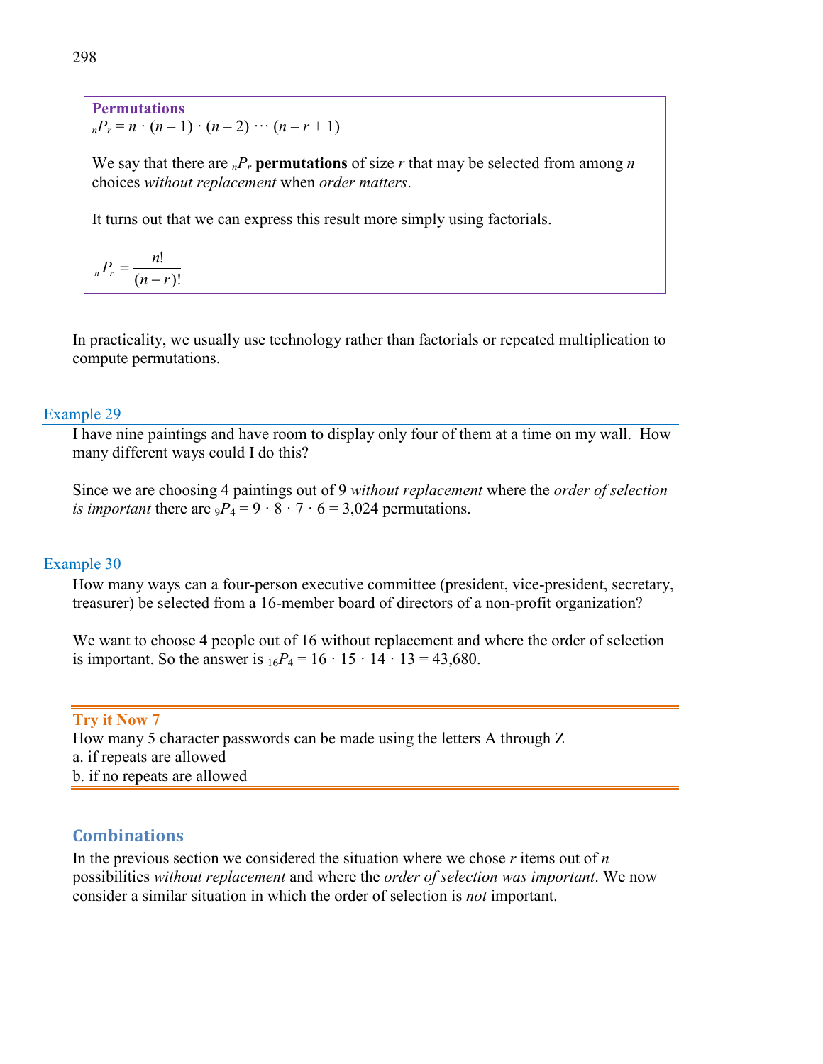**Permutations**

${}_nP_r = n \cdot (n-1) \cdot (n-2) \cdots (n-r+1)$

We say that there are ${}_nP_r$ **permutations** of size $r$ that may be selected from among $n$ choices *without replacement* when *order matters*.

It turns out that we can express this result more simply using factorials.

$${}_nP_r = \frac{n!}{(n-r)!}$$

In practicality, we usually use technology rather than factorials or repeated multiplication to compute permutations.

### Example 29

I have nine paintings and have room to display only four of them at a time on my wall. How many different ways could I do this?

Since we are choosing 4 paintings out of 9 *without replacement* where the *order of selection is important* there are ${}_9P_4 = 9 \cdot 8 \cdot 7 \cdot 6 = 3{,}024$ permutations.

### Example 30

How many ways can a four-person executive committee (president, vice-president, secretary, treasurer) be selected from a 16-member board of directors of a non-profit organization?

We want to choose 4 people out of 16 without replacement and where the order of selection is important. So the answer is ${}_{16}P_4 = 16 \cdot 15 \cdot 14 \cdot 13 = 43{,}680$.

**Try it Now 7**

How many 5 character passwords can be made using the letters A through Z

a. if repeats are allowed

b. if no repeats are allowed

## Combinations

In the previous section we considered the situation where we chose $r$ items out of $n$ possibilities *without replacement* and where the *order of selection was important*. We now consider a similar situation in which the order of selection is *not* important.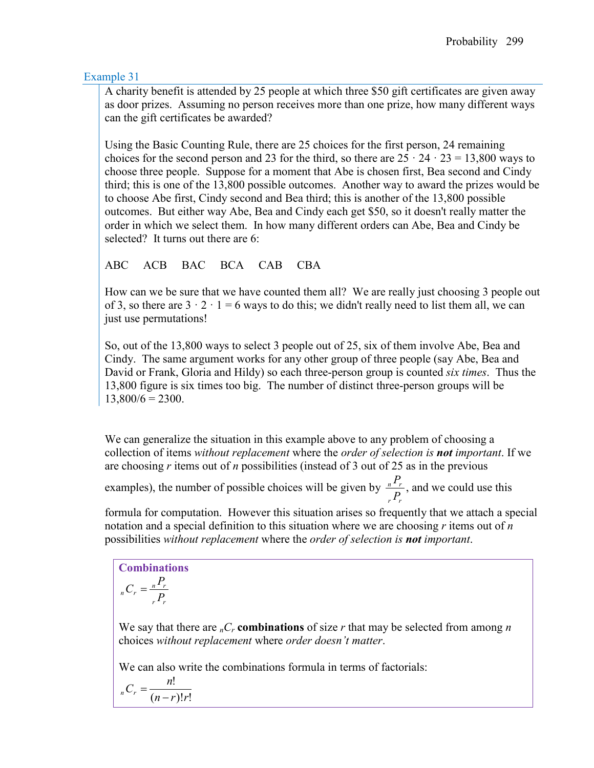### Example 31

A charity benefit is attended by 25 people at which three $50 gift certificates are given away as door prizes. Assuming no person receives more than one prize, how many different ways can the gift certificates be awarded?

Using the Basic Counting Rule, there are 25 choices for the first person, 24 remaining choices for the second person and 23 for the third, so there are $25 \cdot 24 \cdot 23 = 13{,}800$ ways to choose three people. Suppose for a moment that Abe is chosen first, Bea second and Cindy third; this is one of the 13,800 possible outcomes. Another way to award the prizes would be to choose Abe first, Cindy second and Bea third; this is another of the 13,800 possible outcomes. But either way Abe, Bea and Cindy each get $50, so it doesn't really matter the order in which we select them. In how many different orders can Abe, Bea and Cindy be selected? It turns out there are 6:

ABC ACB BAC BCA CAB CBA

How can we be sure that we have counted them all? We are really just choosing 3 people out of 3, so there are $3 \cdot 2 \cdot 1 = 6$ ways to do this; we didn't really need to list them all, we can just use permutations!

So, out of the 13,800 ways to select 3 people out of 25, six of them involve Abe, Bea and Cindy. The same argument works for any other group of three people (say Abe, Bea and David or Frank, Gloria and Hildy) so each three-person group is counted *six times*. Thus the 13,800 figure is six times too big. The number of distinct three-person groups will be $13{,}800/6 = 2300$.

We can generalize the situation in this example above to any problem of choosing a collection of items *without replacement* where the *order of selection is **not** important*. If we are choosing $r$ items out of $n$ possibilities (instead of 3 out of 25 as in the previous examples), the number of possible choices will be given by $\frac{{}_nP_r}{{}_rP_r}$, and we could use this formula for computation. However this situation arises so frequently that we attach a special notation and a special definition to this situation where we are choosing $r$ items out of $n$ possibilities *without replacement* where the *order of selection is **not** important*.

**Combinations**

$${}_nC_r = \frac{{}_nP_r}{{}_rP_r}$$

We say that there are ${}_nC_r$ **combinations** of size $r$ that may be selected from among $n$ choices *without replacement* where *order doesn't matter*.

We can also write the combinations formula in terms of factorials:

$${}_nC_r = \frac{n!}{(n-r)!r!}$$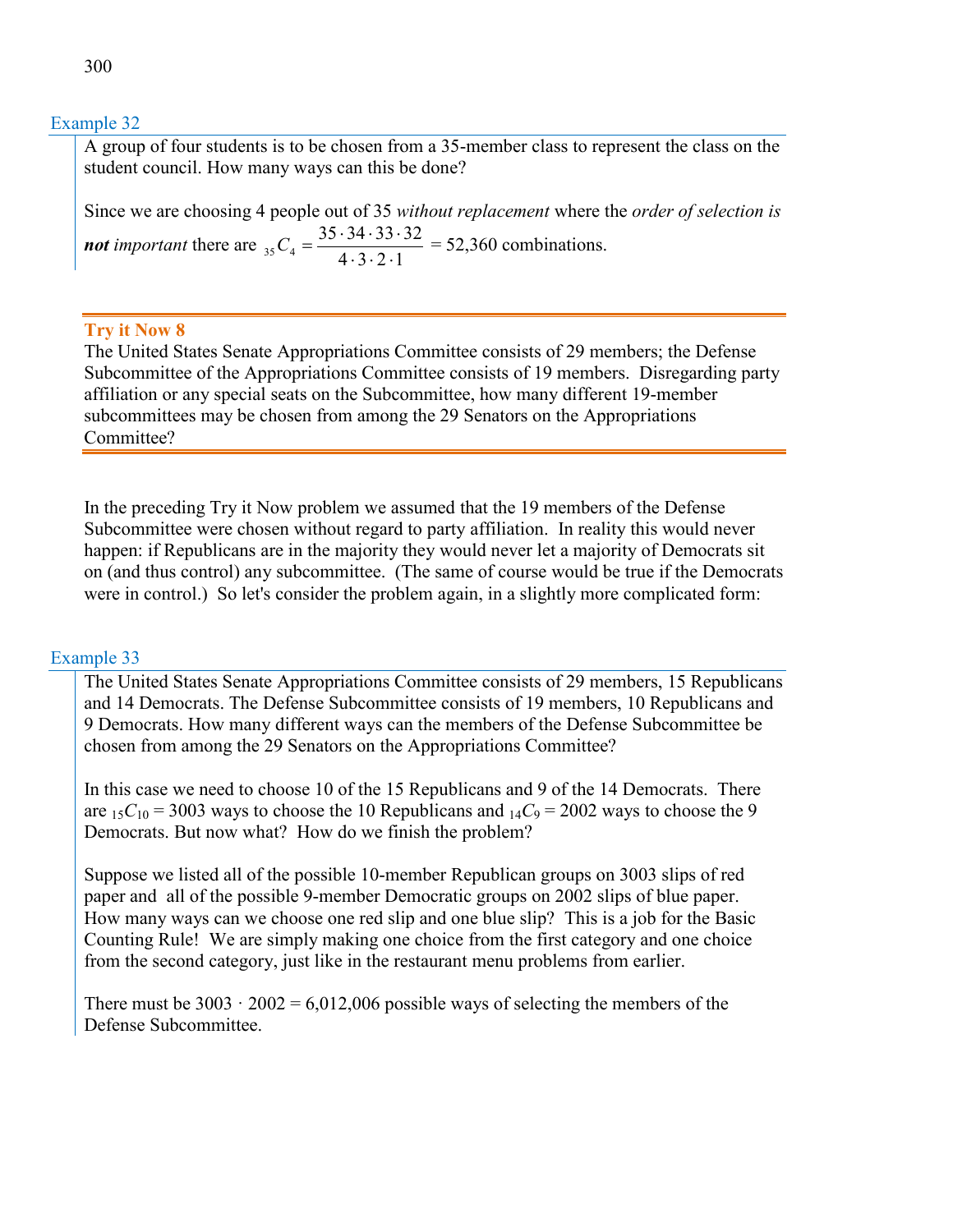### Example 32

A group of four students is to be chosen from a 35-member class to represent the class on the student council. How many ways can this be done?

Since we are choosing 4 people out of 35 *without replacement* where the *order of selection is **not** important* there are ${}_{35}C_4 = \dfrac{35 \cdot 34 \cdot 33 \cdot 32}{4 \cdot 3 \cdot 2 \cdot 1}$ = 52,360 combinations.

**Try it Now 8**

The United States Senate Appropriations Committee consists of 29 members; the Defense Subcommittee of the Appropriations Committee consists of 19 members. Disregarding party affiliation or any special seats on the Subcommittee, how many different 19-member subcommittees may be chosen from among the 29 Senators on the Appropriations Committee?

In the preceding Try it Now problem we assumed that the 19 members of the Defense Subcommittee were chosen without regard to party affiliation. In reality this would never happen: if Republicans are in the majority they would never let a majority of Democrats sit on (and thus control) any subcommittee. (The same of course would be true if the Democrats were in control.) So let's consider the problem again, in a slightly more complicated form:

### Example 33

The United States Senate Appropriations Committee consists of 29 members, 15 Republicans and 14 Democrats. The Defense Subcommittee consists of 19 members, 10 Republicans and 9 Democrats. How many different ways can the members of the Defense Subcommittee be chosen from among the 29 Senators on the Appropriations Committee?

In this case we need to choose 10 of the 15 Republicans and 9 of the 14 Democrats. There are ${}_{15}C_{10} = 3003$ ways to choose the 10 Republicans and ${}_{14}C_9 = 2002$ ways to choose the 9 Democrats. But now what? How do we finish the problem?

Suppose we listed all of the possible 10-member Republican groups on 3003 slips of red paper and all of the possible 9-member Democratic groups on 2002 slips of blue paper. How many ways can we choose one red slip and one blue slip? This is a job for the Basic Counting Rule! We are simply making one choice from the first category and one choice from the second category, just like in the restaurant menu problems from earlier.

There must be $3003 \cdot 2002 = 6{,}012{,}006$ possible ways of selecting the members of the Defense Subcommittee.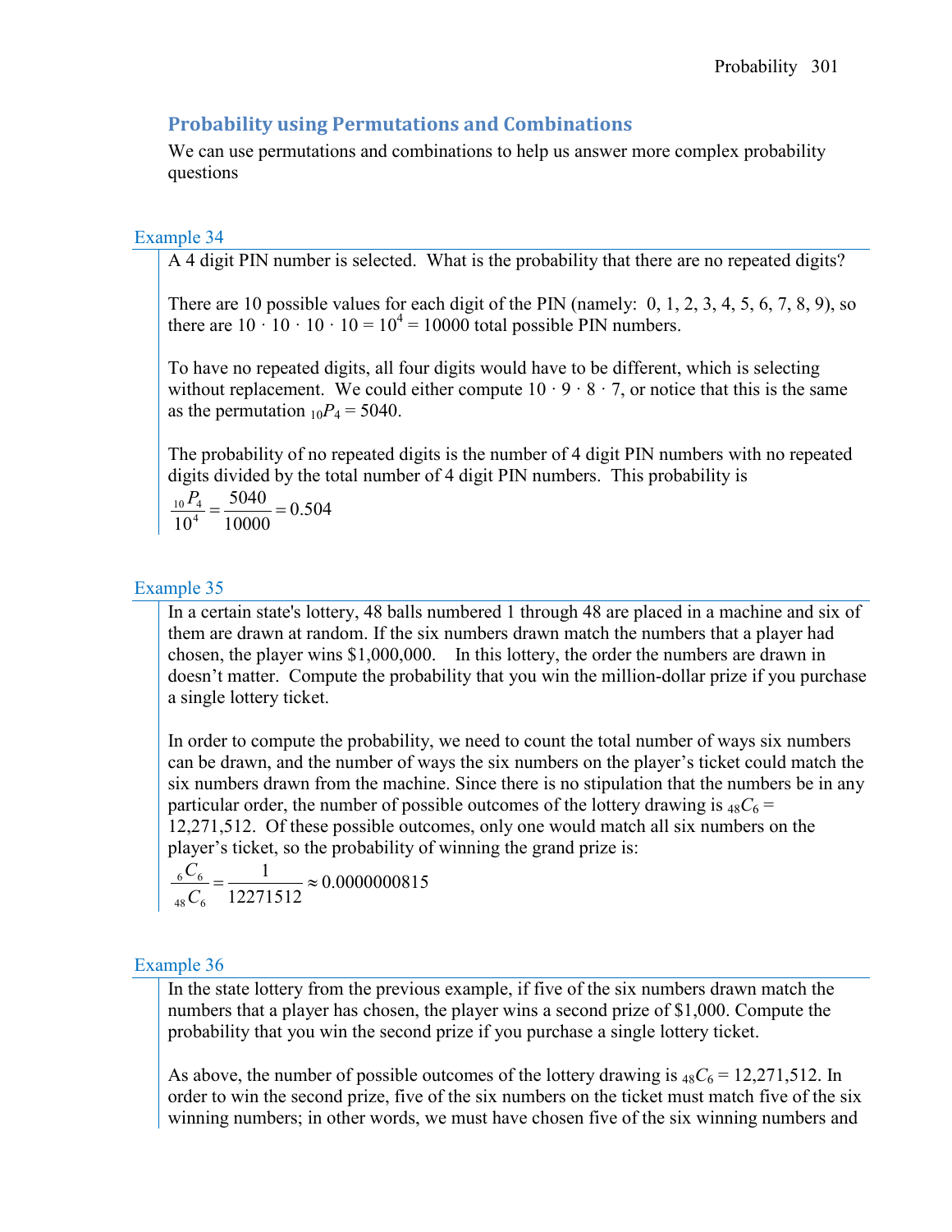## Probability using Permutations and Combinations

We can use permutations and combinations to help us answer more complex probability questions

### Example 34

A 4 digit PIN number is selected. What is the probability that there are no repeated digits?

There are 10 possible values for each digit of the PIN (namely: 0, 1, 2, 3, 4, 5, 6, 7, 8, 9), so there are $10 \cdot 10 \cdot 10 \cdot 10 = 10^4 = 10000$ total possible PIN numbers.

To have no repeated digits, all four digits would have to be different, which is selecting without replacement. We could either compute $10 \cdot 9 \cdot 8 \cdot 7$, or notice that this is the same as the permutation ${}_{10}P_4 = 5040$.

The probability of no repeated digits is the number of 4 digit PIN numbers with no repeated digits divided by the total number of 4 digit PIN numbers. This probability is

$$\frac{{}_{10}P_4}{10^4} = \frac{5040}{10000} = 0.504$$

### Example 35

In a certain state's lottery, 48 balls numbered 1 through 48 are placed in a machine and six of them are drawn at random. If the six numbers drawn match the numbers that a player had chosen, the player wins $1,000,000. In this lottery, the order the numbers are drawn in doesn't matter. Compute the probability that you win the million-dollar prize if you purchase a single lottery ticket.

In order to compute the probability, we need to count the total number of ways six numbers can be drawn, and the number of ways the six numbers on the player's ticket could match the six numbers drawn from the machine. Since there is no stipulation that the numbers be in any particular order, the number of possible outcomes of the lottery drawing is ${}_{48}C_6$ = 12,271,512. Of these possible outcomes, only one would match all six numbers on the player's ticket, so the probability of winning the grand prize is:

$$\frac{{}_{6}C_6}{{}_{48}C_6} = \frac{1}{12271512} \approx 0.0000000815$$

### Example 36

In the state lottery from the previous example, if five of the six numbers drawn match the numbers that a player has chosen, the player wins a second prize of $1,000. Compute the probability that you win the second prize if you purchase a single lottery ticket.

As above, the number of possible outcomes of the lottery drawing is ${}_{48}C_6$ = 12,271,512. In order to win the second prize, five of the six numbers on the ticket must match five of the six winning numbers; in other words, we must have chosen five of the six winning numbers and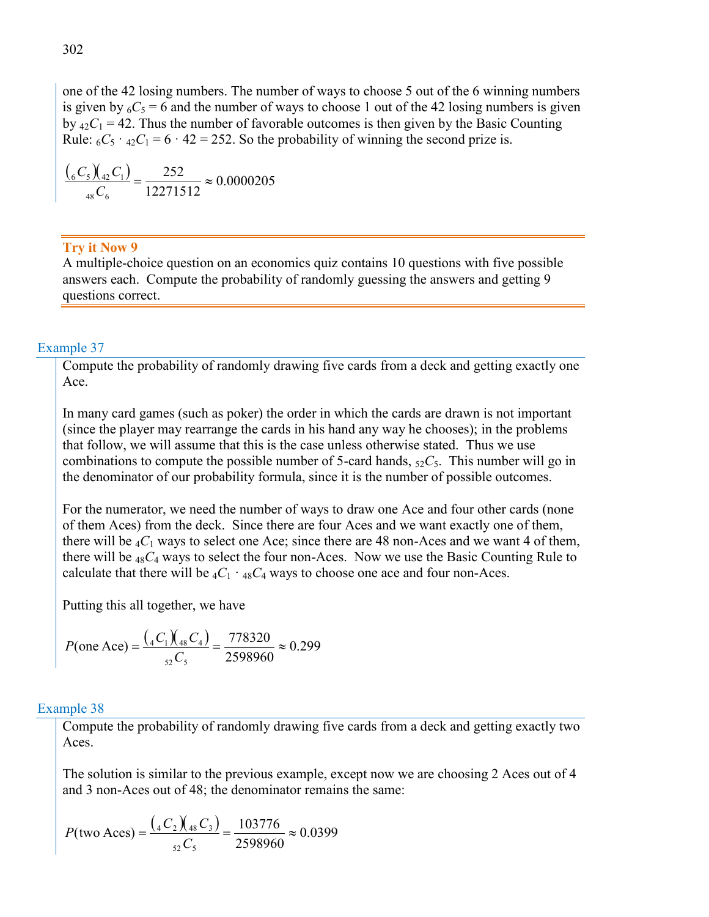one of the 42 losing numbers. The number of ways to choose 5 out of the 6 winning numbers is given by ${}_6C_5 = 6$ and the number of ways to choose 1 out of the 42 losing numbers is given by ${}_{42}C_1 = 42$. Thus the number of favorable outcomes is then given by the Basic Counting Rule: ${}_6C_5 \cdot {}_{42}C_1 = 6 \cdot 42 = 252$. So the probability of winning the second prize is.

$$\frac{\left({}_6C_5\right)\left({}_{42}C_1\right)}{{}_{48}C_6} = \frac{252}{12271512} \approx 0.0000205$$

**Try it Now 9**

A multiple-choice question on an economics quiz contains 10 questions with five possible answers each. Compute the probability of randomly guessing the answers and getting 9 questions correct.

### Example 37

Compute the probability of randomly drawing five cards from a deck and getting exactly one Ace.

In many card games (such as poker) the order in which the cards are drawn is not important (since the player may rearrange the cards in his hand any way he chooses); in the problems that follow, we will assume that this is the case unless otherwise stated. Thus we use combinations to compute the possible number of 5-card hands, ${}_{52}C_5$. This number will go in the denominator of our probability formula, since it is the number of possible outcomes.

For the numerator, we need the number of ways to draw one Ace and four other cards (none of them Aces) from the deck. Since there are four Aces and we want exactly one of them, there will be ${}_4C_1$ ways to select one Ace; since there are 48 non-Aces and we want 4 of them, there will be ${}_{48}C_4$ ways to select the four non-Aces. Now we use the Basic Counting Rule to calculate that there will be ${}_4C_1 \cdot {}_{48}C_4$ ways to choose one ace and four non-Aces.

Putting this all together, we have

$$P(\text{one Ace}) = \frac{\left({}_4C_1\right)\left({}_{48}C_4\right)}{{}_{52}C_5} = \frac{778320}{2598960} \approx 0.299$$

### Example 38

Compute the probability of randomly drawing five cards from a deck and getting exactly two Aces.

The solution is similar to the previous example, except now we are choosing 2 Aces out of 4 and 3 non-Aces out of 48; the denominator remains the same:

$$P(\text{two Aces}) = \frac{\left({}_4C_2\right)\left({}_{48}C_3\right)}{{}_{52}C_5} = \frac{103776}{2598960} \approx 0.0399$$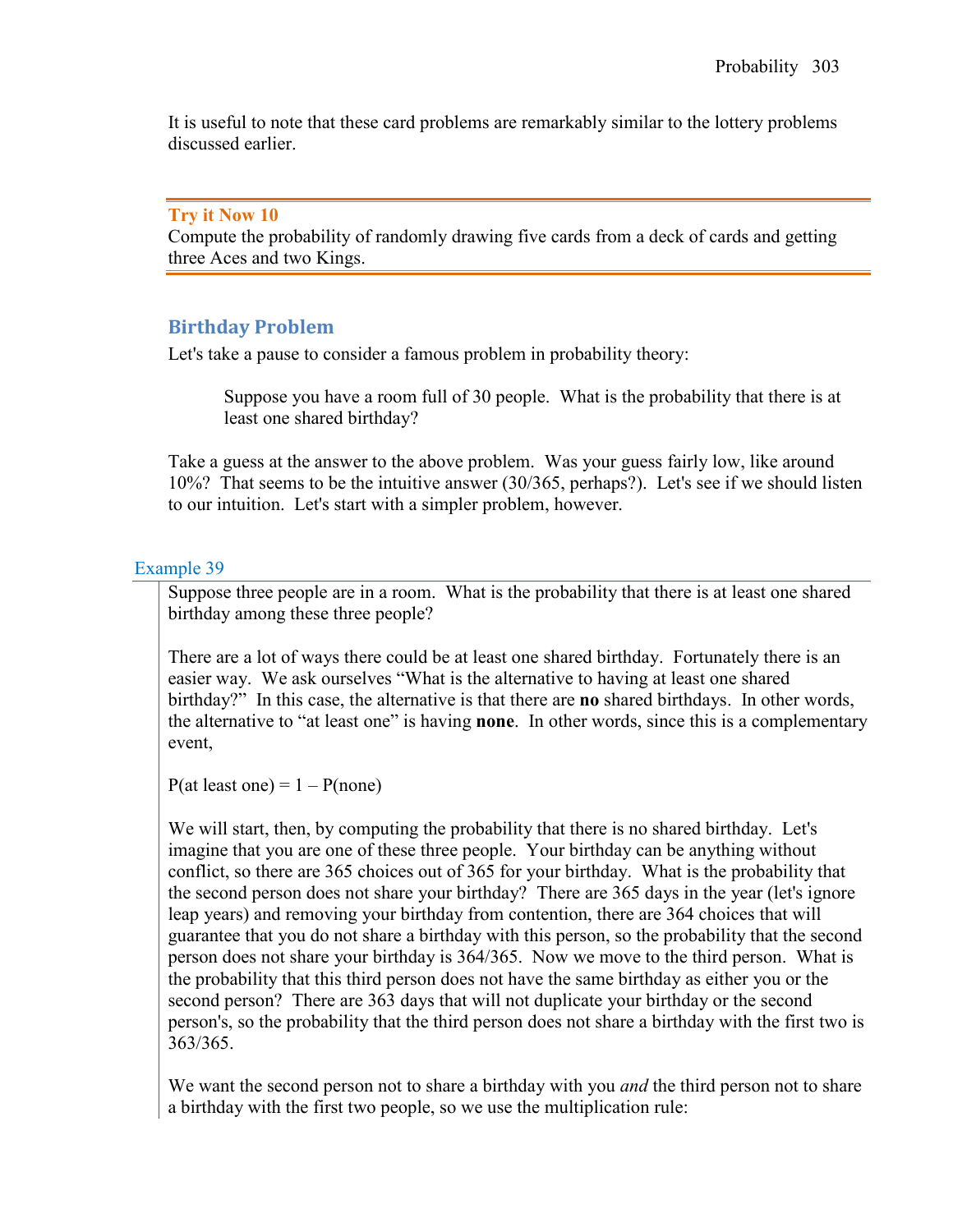It is useful to note that these card problems are remarkably similar to the lottery problems discussed earlier.

---

**Try it Now 10**

Compute the probability of randomly drawing five cards from a deck of cards and getting three Aces and two Kings.

---

## Birthday Problem

Let's take a pause to consider a famous problem in probability theory:

> Suppose you have a room full of 30 people. What is the probability that there is at least one shared birthday?

Take a guess at the answer to the above problem. Was your guess fairly low, like around 10%? That seems to be the intuitive answer (30/365, perhaps?). Let's see if we should listen to our intuition. Let's start with a simpler problem, however.

### Example 39

Suppose three people are in a room. What is the probability that there is at least one shared birthday among these three people?

There are a lot of ways there could be at least one shared birthday. Fortunately there is an easier way. We ask ourselves "What is the alternative to having at least one shared birthday?" In this case, the alternative is that there are **no** shared birthdays. In other words, the alternative to "at least one" is having **none**. In other words, since this is a complementary event,

P(at least one) = 1 – P(none)

We will start, then, by computing the probability that there is no shared birthday. Let's imagine that you are one of these three people. Your birthday can be anything without conflict, so there are 365 choices out of 365 for your birthday. What is the probability that the second person does not share your birthday? There are 365 days in the year (let's ignore leap years) and removing your birthday from contention, there are 364 choices that will guarantee that you do not share a birthday with this person, so the probability that the second person does not share your birthday is 364/365. Now we move to the third person. What is the probability that this third person does not have the same birthday as either you or the second person? There are 363 days that will not duplicate your birthday or the second person's, so the probability that the third person does not share a birthday with the first two is 363/365.

We want the second person not to share a birthday with you *and* the third person not to share a birthday with the first two people, so we use the multiplication rule: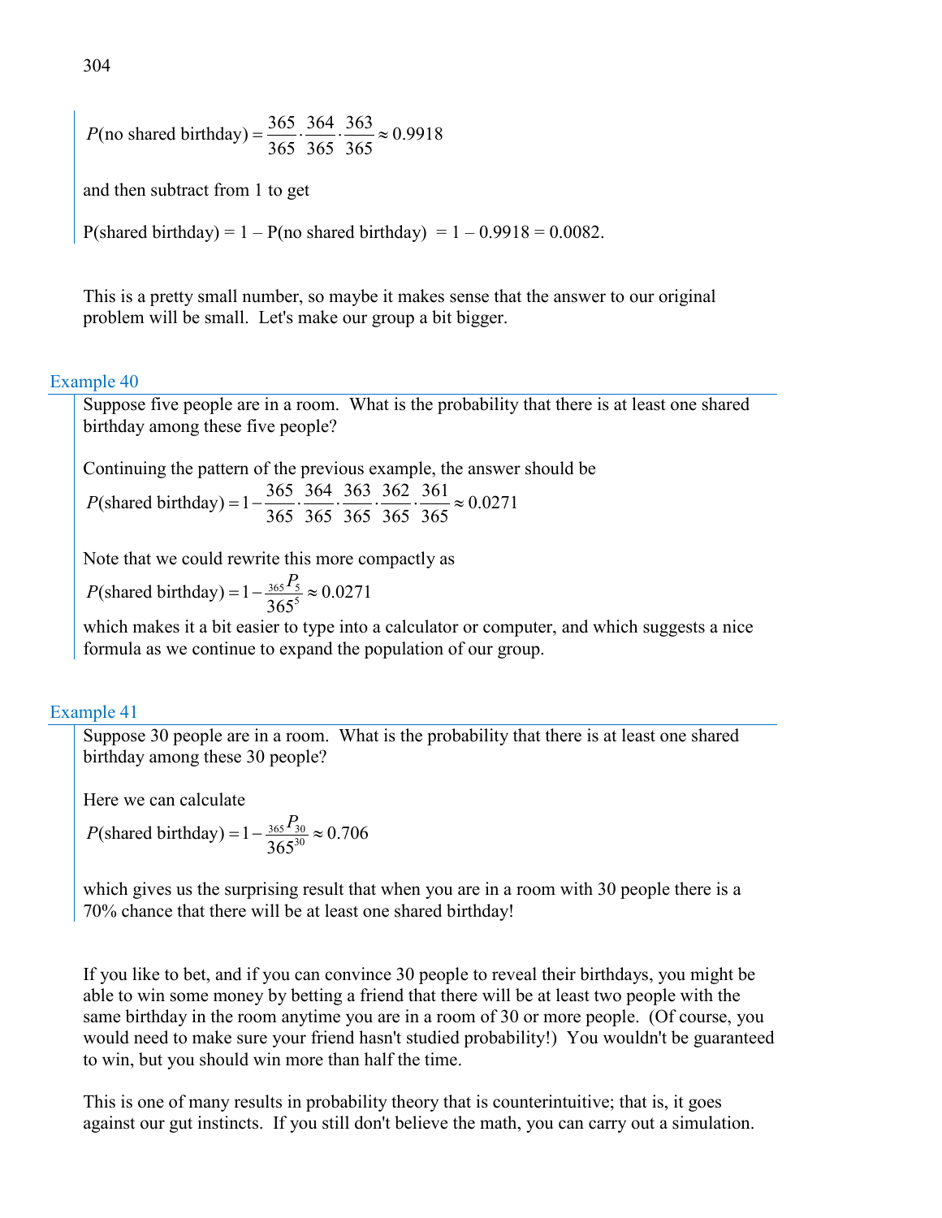$$P(\text{no shared birthday}) = \frac{365}{365} \cdot \frac{364}{365} \cdot \frac{363}{365} \approx 0.9918$$

and then subtract from 1 to get

P(shared birthday) = 1 – P(no shared birthday) = 1 – 0.9918 = 0.0082.

This is a pretty small number, so maybe it makes sense that the answer to our original problem will be small. Let's make our group a bit bigger.

### Example 40

Suppose five people are in a room. What is the probability that there is at least one shared birthday among these five people?

Continuing the pattern of the previous example, the answer should be

$$P(\text{shared birthday}) = 1 - \frac{365}{365} \cdot \frac{364}{365} \cdot \frac{363}{365} \cdot \frac{362}{365} \cdot \frac{361}{365} \approx 0.0271$$

Note that we could rewrite this more compactly as

$$P(\text{shared birthday}) = 1 - \frac{{}_{365}P_5}{365^5} \approx 0.0271$$

which makes it a bit easier to type into a calculator or computer, and which suggests a nice formula as we continue to expand the population of our group.

### Example 41

Suppose 30 people are in a room. What is the probability that there is at least one shared birthday among these 30 people?

Here we can calculate

$$P(\text{shared birthday}) = 1 - \frac{{}_{365}P_{30}}{365^{30}} \approx 0.706$$

which gives us the surprising result that when you are in a room with 30 people there is a 70% chance that there will be at least one shared birthday!

If you like to bet, and if you can convince 30 people to reveal their birthdays, you might be able to win some money by betting a friend that there will be at least two people with the same birthday in the room anytime you are in a room of 30 or more people. (Of course, you would need to make sure your friend hasn't studied probability!) You wouldn't be guaranteed to win, but you should win more than half the time.

This is one of many results in probability theory that is counterintuitive; that is, it goes against our gut instincts. If you still don't believe the math, you can carry out a simulation.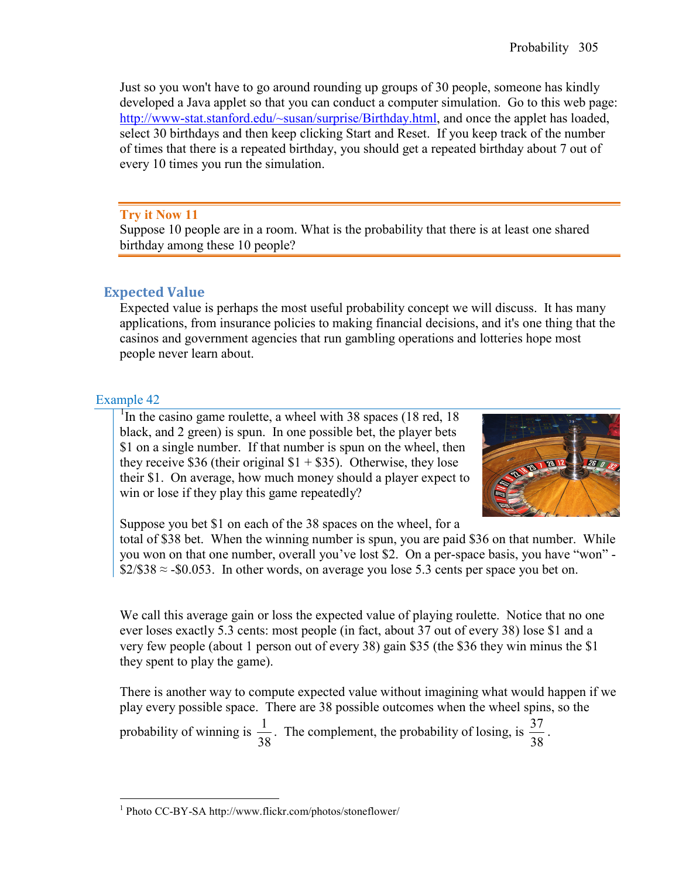Just so you won't have to go around rounding up groups of 30 people, someone has kindly developed a Java applet so that you can conduct a computer simulation. Go to this web page: http://www-stat.stanford.edu/~susan/surprise/Birthday.html, and once the applet has loaded, select 30 birthdays and then keep clicking Start and Reset. If you keep track of the number of times that there is a repeated birthday, you should get a repeated birthday about 7 out of every 10 times you run the simulation.

**Try it Now 11**
Suppose 10 people are in a room. What is the probability that there is at least one shared birthday among these 10 people?

## Expected Value

Expected value is perhaps the most useful probability concept we will discuss. It has many applications, from insurance policies to making financial decisions, and it's one thing that the casinos and government agencies that run gambling operations and lotteries hope most people never learn about.

### Example 42

[1]In the casino game roulette, a wheel with 38 spaces (18 red, 18 black, and 2 green) is spun. In one possible bet, the player bets \$1 on a single number. If that number is spun on the wheel, then they receive \$36 (their original \$1 + \$35). Otherwise, they lose their \$1. On average, how much money should a player expect to win or lose if they play this game repeatedly?

Suppose you bet \$1 on each of the 38 spaces on the wheel, for a total of \$38 bet. When the winning number is spun, you are paid \$36 on that number. While you won on that one number, overall you've lost \$2. On a per-space basis, you have "won" -\$2/\$38 ≈ -\$0.053. In other words, on average you lose 5.3 cents per space you bet on.

We call this average gain or loss the expected value of playing roulette. Notice that no one ever loses exactly 5.3 cents: most people (in fact, about 37 out of every 38) lose \$1 and a very few people (about 1 person out of every 38) gain \$35 (the \$36 they win minus the \$1 they spent to play the game).

There is another way to compute expected value without imagining what would happen if we play every possible space. There are 38 possible outcomes when the wheel spins, so the probability of winning is $\frac{1}{38}$. The complement, the probability of losing, is $\frac{37}{38}$.

[1] Photo CC-BY-SA http://www.flickr.com/photos/stoneflower/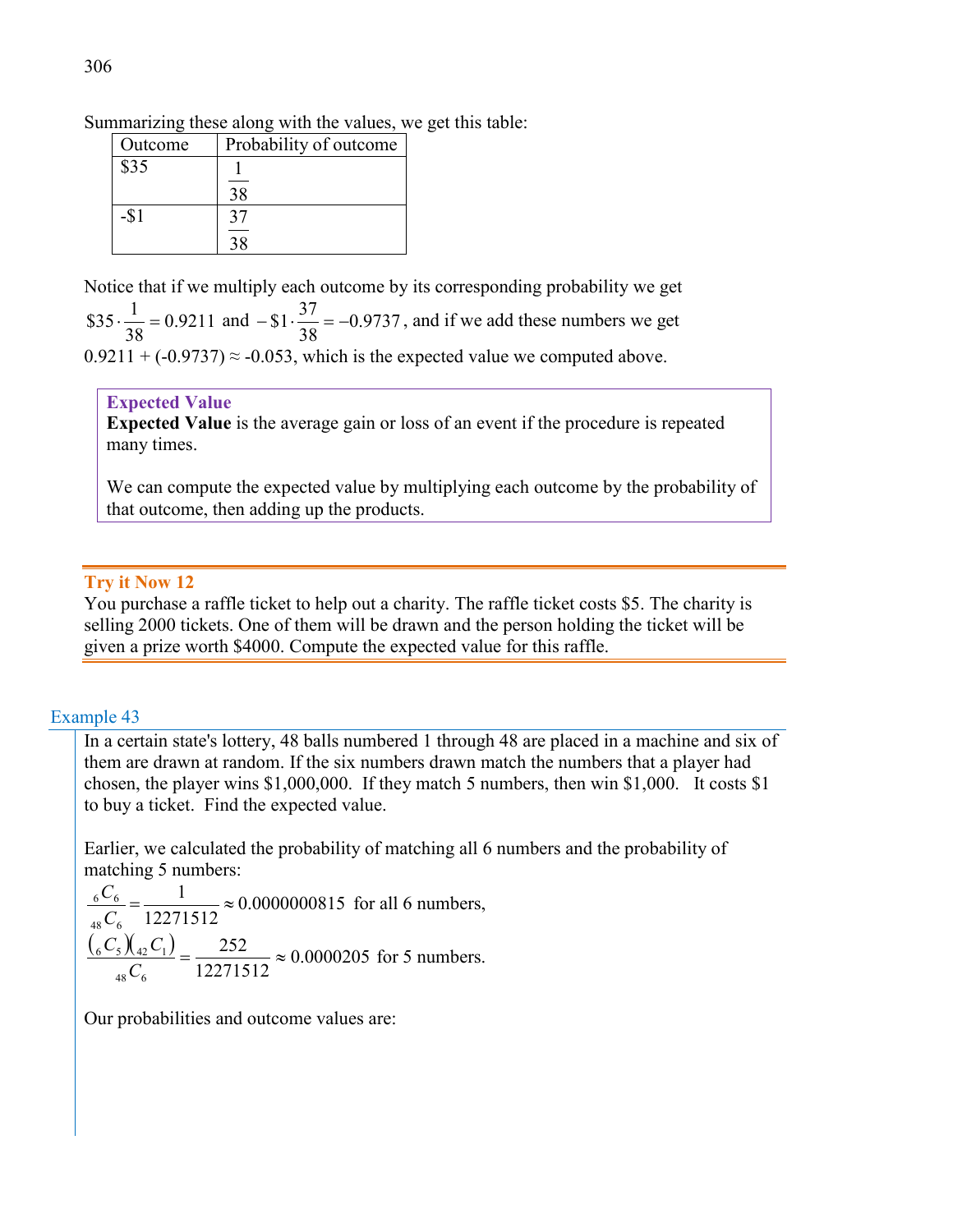Summarizing these along with the values, we get this table:

| Outcome | Probability of outcome |
|---|---|
| $35 | $\frac{1}{38}$ |
| -$1 | $\frac{37}{38}$ |

Notice that if we multiply each outcome by its corresponding probability we get $\$35 \cdot \frac{1}{38} = 0.9211$ and $-\$1 \cdot \frac{37}{38} = -0.9737$, and if we add these numbers we get $0.9211 + (-0.9737) \approx -0.053$, which is the expected value we computed above.

> **Expected Value**
>
> **Expected Value** is the average gain or loss of an event if the procedure is repeated many times.
>
> We can compute the expected value by multiplying each outcome by the probability of that outcome, then adding up the products.

**Try it Now 12**

You purchase a raffle ticket to help out a charity. The raffle ticket costs $5. The charity is selling 2000 tickets. One of them will be drawn and the person holding the ticket will be given a prize worth $4000. Compute the expected value for this raffle.

### Example 43

In a certain state's lottery, 48 balls numbered 1 through 48 are placed in a machine and six of them are drawn at random. If the six numbers drawn match the numbers that a player had chosen, the player wins $1,000,000. If they match 5 numbers, then win $1,000. It costs $1 to buy a ticket. Find the expected value.

Earlier, we calculated the probability of matching all 6 numbers and the probability of matching 5 numbers:

$\frac{{}_6C_6}{{}_{48}C_6} = \frac{1}{12271512} \approx 0.0000000815$ for all 6 numbers,

$\frac{({}_6C_5)({}_{42}C_1)}{{}_{48}C_6} = \frac{252}{12271512} \approx 0.0000205$ for 5 numbers.

Our probabilities and outcome values are: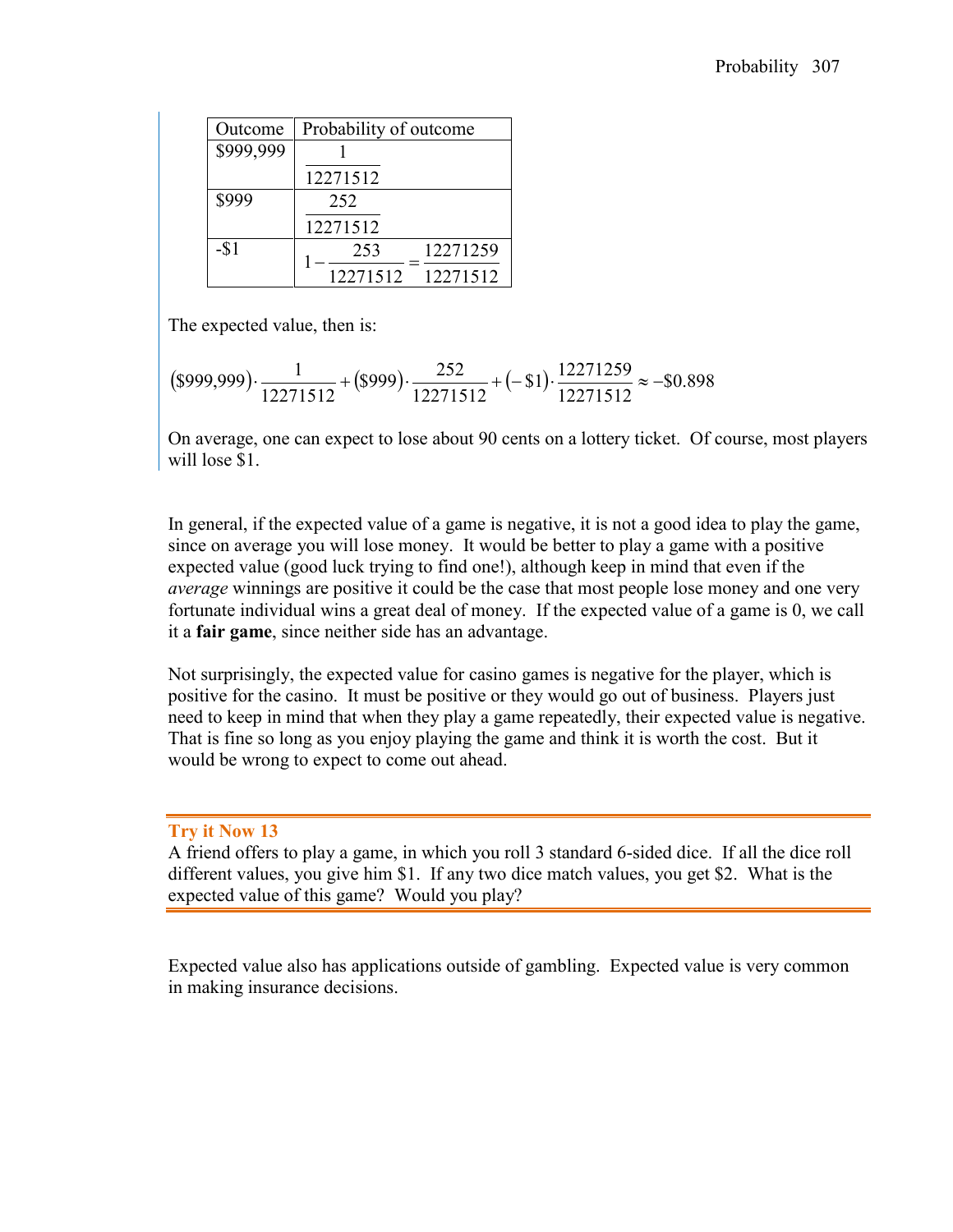| Outcome | Probability of outcome |
|---|---|
| \$999,999 | $\frac{1}{12271512}$ |
| \$999 | $\frac{252}{12271512}$ |
| -\$1 | $1-\frac{253}{12271512}=\frac{12271259}{12271512}$ |

The expected value, then is:

$$(\$999{,}999)\cdot\frac{1}{12271512}+(\$999)\cdot\frac{252}{12271512}+(-\$1)\cdot\frac{12271259}{12271512}\approx -\$0.898$$

On average, one can expect to lose about 90 cents on a lottery ticket. Of course, most players will lose $1.

In general, if the expected value of a game is negative, it is not a good idea to play the game, since on average you will lose money. It would be better to play a game with a positive expected value (good luck trying to find one!), although keep in mind that even if the *average* winnings are positive it could be the case that most people lose money and one very fortunate individual wins a great deal of money. If the expected value of a game is 0, we call it a **fair game**, since neither side has an advantage.

Not surprisingly, the expected value for casino games is negative for the player, which is positive for the casino. It must be positive or they would go out of business. Players just need to keep in mind that when they play a game repeatedly, their expected value is negative. That is fine so long as you enjoy playing the game and think it is worth the cost. But it would be wrong to expect to come out ahead.

### Try it Now 13

A friend offers to play a game, in which you roll 3 standard 6-sided dice. If all the dice roll different values, you give him $1. If any two dice match values, you get $2. What is the expected value of this game? Would you play?

Expected value also has applications outside of gambling. Expected value is very common in making insurance decisions.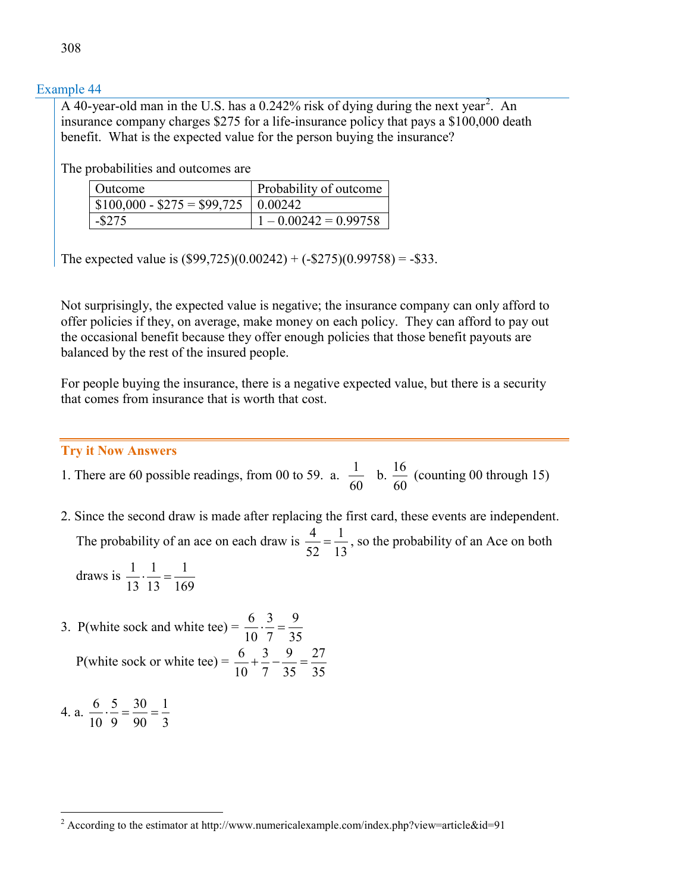### Example 44

A 40-year-old man in the U.S. has a 0.242% risk of dying during the next year[2]. An insurance company charges $275 for a life-insurance policy that pays a $100,000 death benefit. What is the expected value for the person buying the insurance?

The probabilities and outcomes are

| Outcome | Probability of outcome |
|---|---|
| $100,000 - $275 = $99,725 | 0.00242 |
| -$275 | 1 – 0.00242 = 0.99758 |

The expected value is ($99,725)(0.00242) + (-$275)(0.99758) = -$33.

Not surprisingly, the expected value is negative; the insurance company can only afford to offer policies if they, on average, make money on each policy. They can afford to pay out the occasional benefit because they offer enough policies that those benefit payouts are balanced by the rest of the insured people.

For people buying the insurance, there is a negative expected value, but there is a security that comes from insurance that is worth that cost.

## Try it Now Answers

1. There are 60 possible readings, from 00 to 59. a. $\frac{1}{60}$ b. $\frac{16}{60}$ (counting 00 through 15)

2. Since the second draw is made after replacing the first card, these events are independent. The probability of an ace on each draw is $\frac{4}{52} = \frac{1}{13}$, so the probability of an Ace on both draws is $\frac{1}{13} \cdot \frac{1}{13} = \frac{1}{169}$

3. P(white sock and white tee) = $\frac{6}{10} \cdot \frac{3}{7} = \frac{9}{35}$

   P(white sock or white tee) = $\frac{6}{10} + \frac{3}{7} - \frac{9}{35} = \frac{27}{35}$

4. a. $\frac{6}{10} \cdot \frac{5}{9} = \frac{30}{90} = \frac{1}{3}$

[2] According to the estimator at http://www.numericalexample.com/index.php?view=article&id=91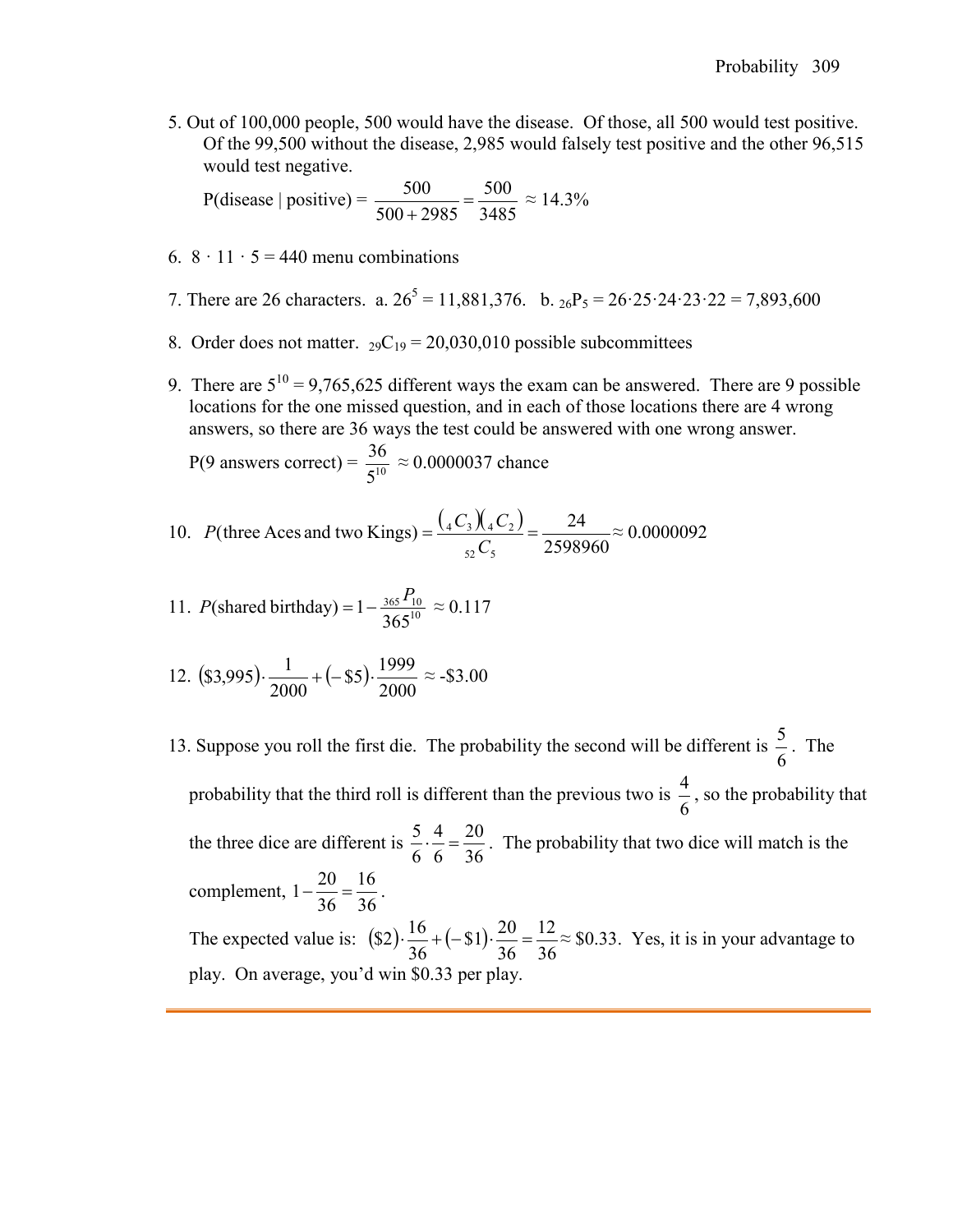5. Out of 100,000 people, 500 would have the disease. Of those, all 500 would test positive. Of the 99,500 without the disease, 2,985 would falsely test positive and the other 96,515 would test negative.

   P(disease | positive) = $\dfrac{500}{500+2985} = \dfrac{500}{3485} \approx 14.3\%$

6. $8 \cdot 11 \cdot 5 = 440$ menu combinations

7. There are 26 characters. a. $26^5 = 11{,}881{,}376$. b. ${}_{26}P_5 = 26 \cdot 25 \cdot 24 \cdot 23 \cdot 22 = 7{,}893{,}600$

8. Order does not matter. ${}_{29}C_{19} = 20{,}030{,}010$ possible subcommittees

9. There are $5^{10} = 9{,}765{,}625$ different ways the exam can be answered. There are 9 possible locations for the one missed question, and in each of those locations there are 4 wrong answers, so there are 36 ways the test could be answered with one wrong answer.

   P(9 answers correct) = $\dfrac{36}{5^{10}} \approx 0.0000037$ chance

10. $P(\text{three Aces and two Kings}) = \dfrac{({}_4C_3)({}_4C_2)}{{}_{52}C_5} = \dfrac{24}{2598960} \approx 0.0000092$

11. $P(\text{shared birthday}) = 1 - \dfrac{{}_{365}P_{10}}{365^{10}} \approx 0.117$

12. $(\$3{,}995) \cdot \dfrac{1}{2000} + (-\$5) \cdot \dfrac{1999}{2000} \approx$ -\$3.00

13. Suppose you roll the first die. The probability the second will be different is $\dfrac{5}{6}$. The probability that the third roll is different than the previous two is $\dfrac{4}{6}$, so the probability that the three dice are different is $\dfrac{5}{6} \cdot \dfrac{4}{6} = \dfrac{20}{36}$. The probability that two dice will match is the complement, $1 - \dfrac{20}{36} = \dfrac{16}{36}$.

    The expected value is: $(\$2) \cdot \dfrac{16}{36} + (-\$1) \cdot \dfrac{20}{36} = \dfrac{12}{36} \approx \$0.33$. Yes, it is in your advantage to play. On average, you'd win \$0.33 per play.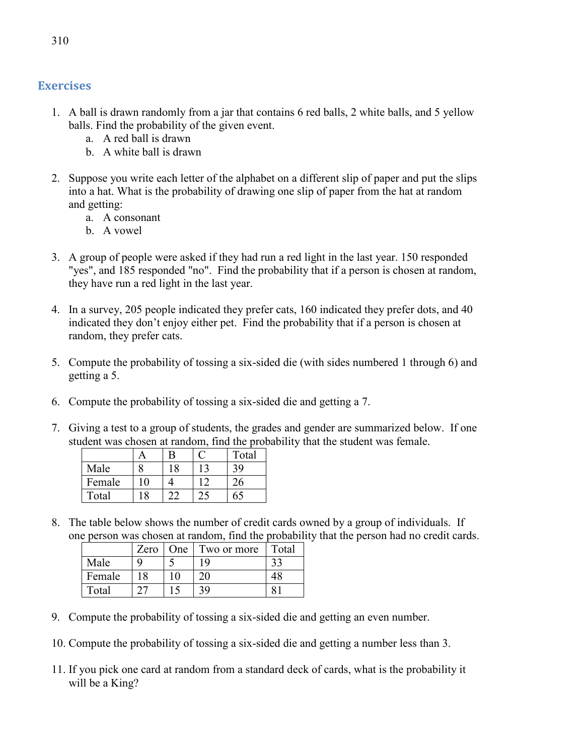## Exercises

1. A ball is drawn randomly from a jar that contains 6 red balls, 2 white balls, and 5 yellow balls. Find the probability of the given event.
   a. A red ball is drawn
   b. A white ball is drawn

2. Suppose you write each letter of the alphabet on a different slip of paper and put the slips into a hat. What is the probability of drawing one slip of paper from the hat at random and getting:
   a. A consonant
   b. A vowel

3. A group of people were asked if they had run a red light in the last year. 150 responded "yes", and 185 responded "no". Find the probability that if a person is chosen at random, they have run a red light in the last year.

4. In a survey, 205 people indicated they prefer cats, 160 indicated they prefer dots, and 40 indicated they don't enjoy either pet. Find the probability that if a person is chosen at random, they prefer cats.

5. Compute the probability of tossing a six-sided die (with sides numbered 1 through 6) and getting a 5.

6. Compute the probability of tossing a six-sided die and getting a 7.

7. Giving a test to a group of students, the grades and gender are summarized below. If one student was chosen at random, find the probability that the student was female.

|  | A | B | C | Total |
|---|---|---|---|---|
| Male | 8 | 18 | 13 | 39 |
| Female | 10 | 4 | 12 | 26 |
| Total | 18 | 22 | 25 | 65 |

8. The table below shows the number of credit cards owned by a group of individuals. If one person was chosen at random, find the probability that the person had no credit cards.

|  | Zero | One | Two or more | Total |
|---|---|---|---|---|
| Male | 9 | 5 | 19 | 33 |
| Female | 18 | 10 | 20 | 48 |
| Total | 27 | 15 | 39 | 81 |

9. Compute the probability of tossing a six-sided die and getting an even number.

10. Compute the probability of tossing a six-sided die and getting a number less than 3.

11. If you pick one card at random from a standard deck of cards, what is the probability it will be a King?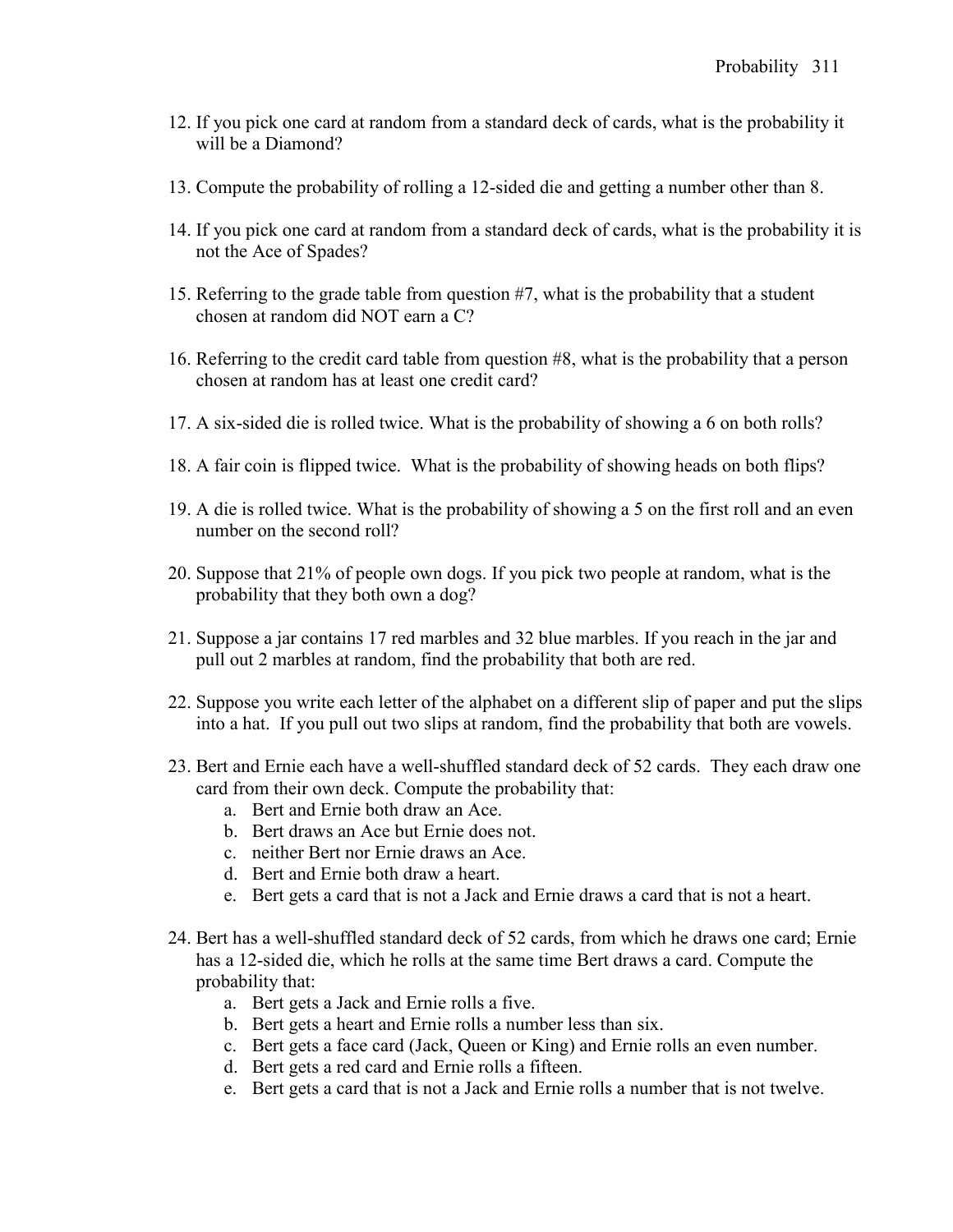12. If you pick one card at random from a standard deck of cards, what is the probability it will be a Diamond?

13. Compute the probability of rolling a 12-sided die and getting a number other than 8.

14. If you pick one card at random from a standard deck of cards, what is the probability it is not the Ace of Spades?

15. Referring to the grade table from question #7, what is the probability that a student chosen at random did NOT earn a C?

16. Referring to the credit card table from question #8, what is the probability that a person chosen at random has at least one credit card?

17. A six-sided die is rolled twice. What is the probability of showing a 6 on both rolls?

18. A fair coin is flipped twice. What is the probability of showing heads on both flips?

19. A die is rolled twice. What is the probability of showing a 5 on the first roll and an even number on the second roll?

20. Suppose that 21% of people own dogs. If you pick two people at random, what is the probability that they both own a dog?

21. Suppose a jar contains 17 red marbles and 32 blue marbles. If you reach in the jar and pull out 2 marbles at random, find the probability that both are red.

22. Suppose you write each letter of the alphabet on a different slip of paper and put the slips into a hat. If you pull out two slips at random, find the probability that both are vowels.

23. Bert and Ernie each have a well-shuffled standard deck of 52 cards. They each draw one card from their own deck. Compute the probability that:
    a. Bert and Ernie both draw an Ace.
    b. Bert draws an Ace but Ernie does not.
    c. neither Bert nor Ernie draws an Ace.
    d. Bert and Ernie both draw a heart.
    e. Bert gets a card that is not a Jack and Ernie draws a card that is not a heart.

24. Bert has a well-shuffled standard deck of 52 cards, from which he draws one card; Ernie has a 12-sided die, which he rolls at the same time Bert draws a card. Compute the probability that:
    a. Bert gets a Jack and Ernie rolls a five.
    b. Bert gets a heart and Ernie rolls a number less than six.
    c. Bert gets a face card (Jack, Queen or King) and Ernie rolls an even number.
    d. Bert gets a red card and Ernie rolls a fifteen.
    e. Bert gets a card that is not a Jack and Ernie rolls a number that is not twelve.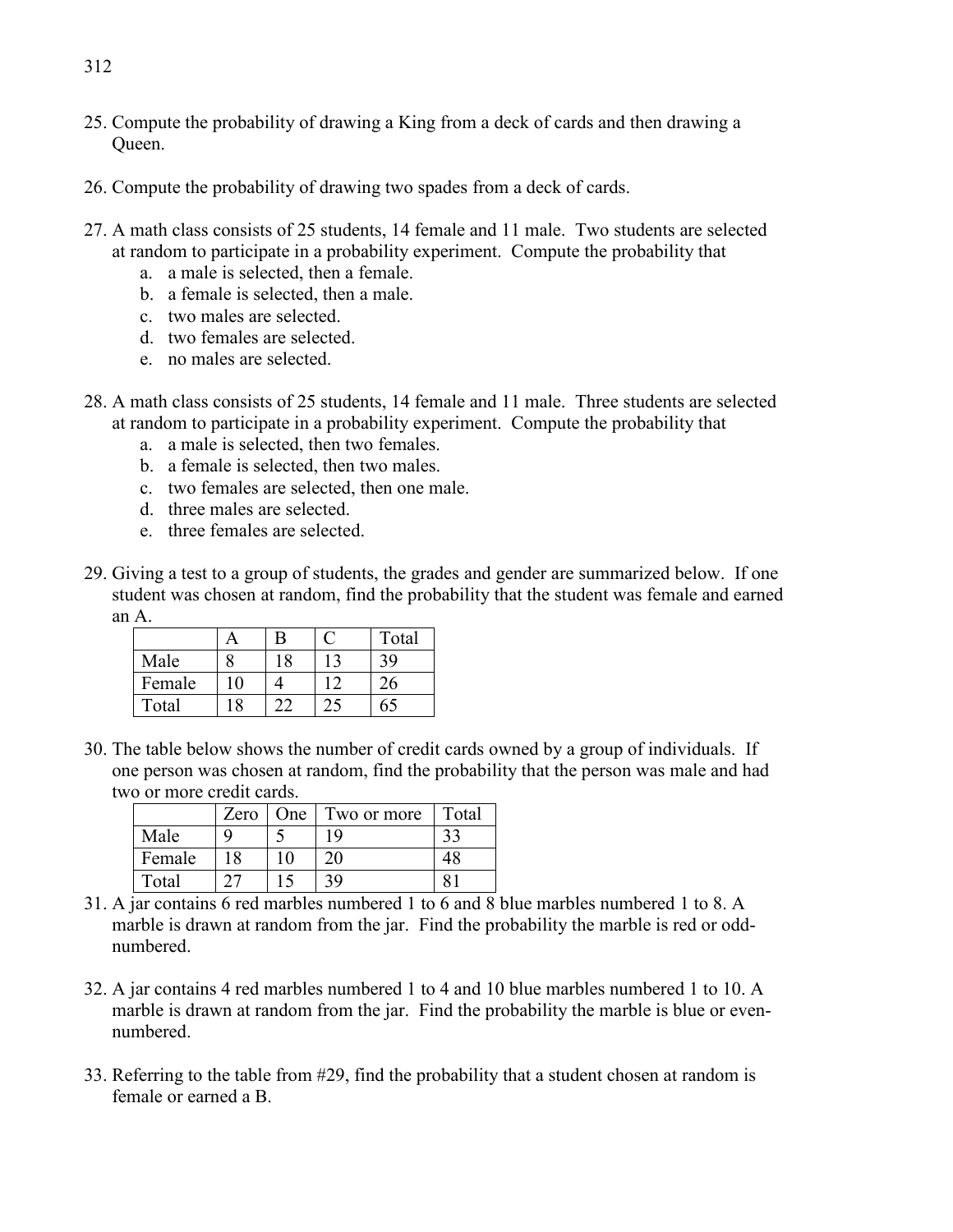25. Compute the probability of drawing a King from a deck of cards and then drawing a Queen.

26. Compute the probability of drawing two spades from a deck of cards.

27. A math class consists of 25 students, 14 female and 11 male. Two students are selected at random to participate in a probability experiment. Compute the probability that
    a. a male is selected, then a female.
    b. a female is selected, then a male.
    c. two males are selected.
    d. two females are selected.
    e. no males are selected.

28. A math class consists of 25 students, 14 female and 11 male. Three students are selected at random to participate in a probability experiment. Compute the probability that
    a. a male is selected, then two females.
    b. a female is selected, then two males.
    c. two females are selected, then one male.
    d. three males are selected.
    e. three females are selected.

29. Giving a test to a group of students, the grades and gender are summarized below. If one student was chosen at random, find the probability that the student was female and earned an A.

|  | A | B | C | Total |
|---|---|---|---|---|
| Male | 8 | 18 | 13 | 39 |
| Female | 10 | 4 | 12 | 26 |
| Total | 18 | 22 | 25 | 65 |

30. The table below shows the number of credit cards owned by a group of individuals. If one person was chosen at random, find the probability that the person was male and had two or more credit cards.

|  | Zero | One | Two or more | Total |
|---|---|---|---|---|
| Male | 9 | 5 | 19 | 33 |
| Female | 18 | 10 | 20 | 48 |
| Total | 27 | 15 | 39 | 81 |

31. A jar contains 6 red marbles numbered 1 to 6 and 8 blue marbles numbered 1 to 8. A marble is drawn at random from the jar. Find the probability the marble is red or odd-numbered.

32. A jar contains 4 red marbles numbered 1 to 4 and 10 blue marbles numbered 1 to 10. A marble is drawn at random from the jar. Find the probability the marble is blue or even-numbered.

33. Referring to the table from #29, find the probability that a student chosen at random is female or earned a B.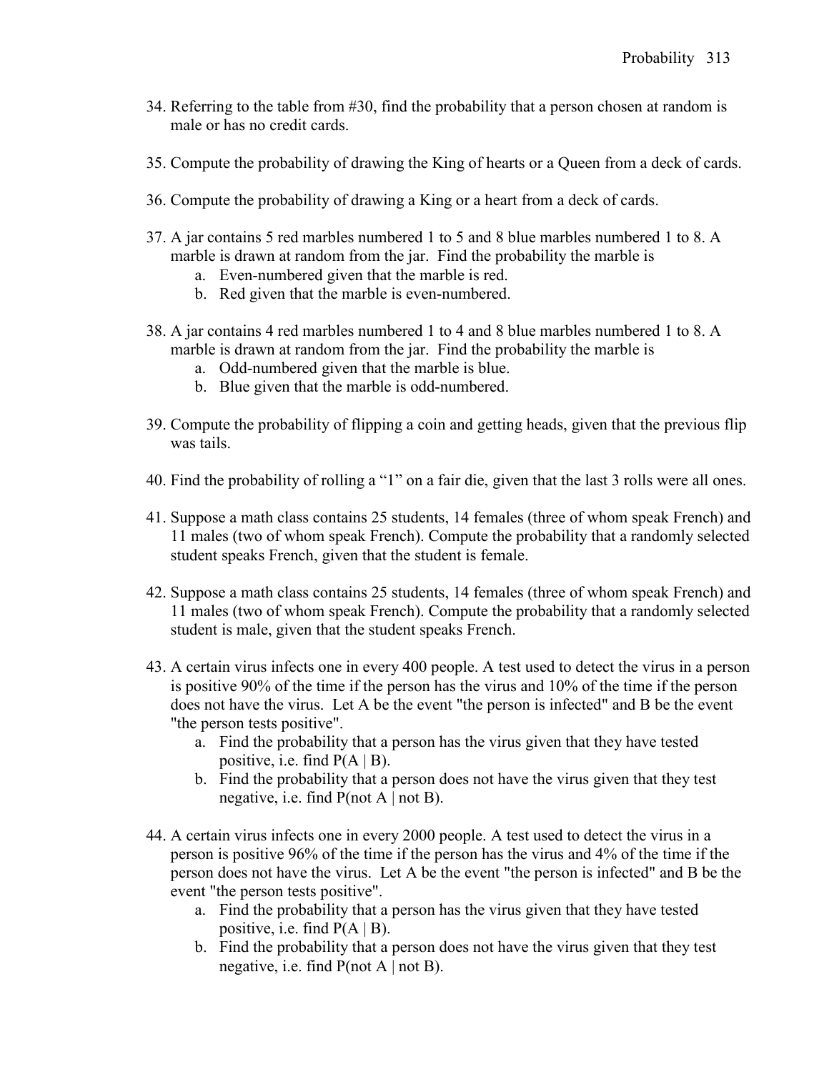34. Referring to the table from #30, find the probability that a person chosen at random is male or has no credit cards.

35. Compute the probability of drawing the King of hearts or a Queen from a deck of cards.

36. Compute the probability of drawing a King or a heart from a deck of cards.

37. A jar contains 5 red marbles numbered 1 to 5 and 8 blue marbles numbered 1 to 8. A marble is drawn at random from the jar. Find the probability the marble is
    a. Even-numbered given that the marble is red.
    b. Red given that the marble is even-numbered.

38. A jar contains 4 red marbles numbered 1 to 4 and 8 blue marbles numbered 1 to 8. A marble is drawn at random from the jar. Find the probability the marble is
    a. Odd-numbered given that the marble is blue.
    b. Blue given that the marble is odd-numbered.

39. Compute the probability of flipping a coin and getting heads, given that the previous flip was tails.

40. Find the probability of rolling a "1" on a fair die, given that the last 3 rolls were all ones.

41. Suppose a math class contains 25 students, 14 females (three of whom speak French) and 11 males (two of whom speak French). Compute the probability that a randomly selected student speaks French, given that the student is female.

42. Suppose a math class contains 25 students, 14 females (three of whom speak French) and 11 males (two of whom speak French). Compute the probability that a randomly selected student is male, given that the student speaks French.

43. A certain virus infects one in every 400 people. A test used to detect the virus in a person is positive 90% of the time if the person has the virus and 10% of the time if the person does not have the virus. Let A be the event "the person is infected" and B be the event "the person tests positive".
    a. Find the probability that a person has the virus given that they have tested positive, i.e. find $P(A \mid B)$.
    b. Find the probability that a person does not have the virus given that they test negative, i.e. find $P(\text{not } A \mid \text{not } B)$.

44. A certain virus infects one in every 2000 people. A test used to detect the virus in a person is positive 96% of the time if the person has the virus and 4% of the time if the person does not have the virus. Let A be the event "the person is infected" and B be the event "the person tests positive".
    a. Find the probability that a person has the virus given that they have tested positive, i.e. find $P(A \mid B)$.
    b. Find the probability that a person does not have the virus given that they test negative, i.e. find $P(\text{not } A \mid \text{not } B)$.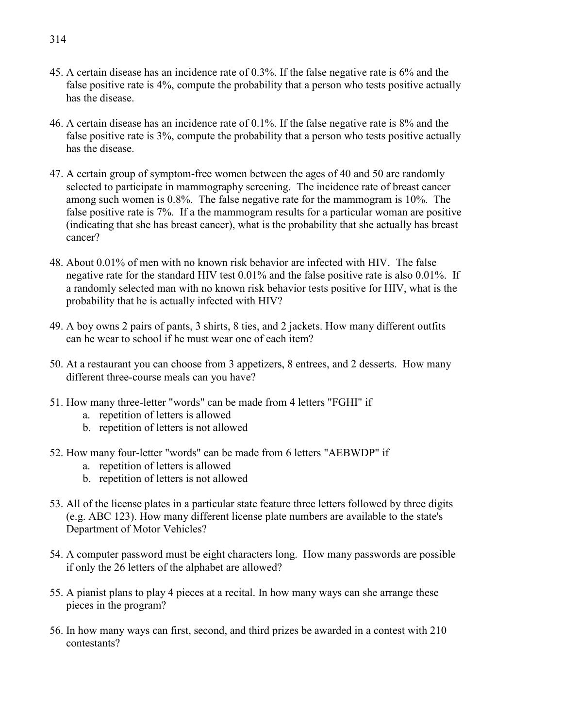45. A certain disease has an incidence rate of 0.3%. If the false negative rate is 6% and the false positive rate is 4%, compute the probability that a person who tests positive actually has the disease.

46. A certain disease has an incidence rate of 0.1%. If the false negative rate is 8% and the false positive rate is 3%, compute the probability that a person who tests positive actually has the disease.

47. A certain group of symptom-free women between the ages of 40 and 50 are randomly selected to participate in mammography screening. The incidence rate of breast cancer among such women is 0.8%. The false negative rate for the mammogram is 10%. The false positive rate is 7%. If a the mammogram results for a particular woman are positive (indicating that she has breast cancer), what is the probability that she actually has breast cancer?

48. About 0.01% of men with no known risk behavior are infected with HIV. The false negative rate for the standard HIV test 0.01% and the false positive rate is also 0.01%. If a randomly selected man with no known risk behavior tests positive for HIV, what is the probability that he is actually infected with HIV?

49. A boy owns 2 pairs of pants, 3 shirts, 8 ties, and 2 jackets. How many different outfits can he wear to school if he must wear one of each item?

50. At a restaurant you can choose from 3 appetizers, 8 entrees, and 2 desserts. How many different three-course meals can you have?

51. How many three-letter "words" can be made from 4 letters "FGHI" if
    a. repetition of letters is allowed
    b. repetition of letters is not allowed

52. How many four-letter "words" can be made from 6 letters "AEBWDP" if
    a. repetition of letters is allowed
    b. repetition of letters is not allowed

53. All of the license plates in a particular state feature three letters followed by three digits (e.g. ABC 123). How many different license plate numbers are available to the state's Department of Motor Vehicles?

54. A computer password must be eight characters long. How many passwords are possible if only the 26 letters of the alphabet are allowed?

55. A pianist plans to play 4 pieces at a recital. In how many ways can she arrange these pieces in the program?

56. In how many ways can first, second, and third prizes be awarded in a contest with 210 contestants?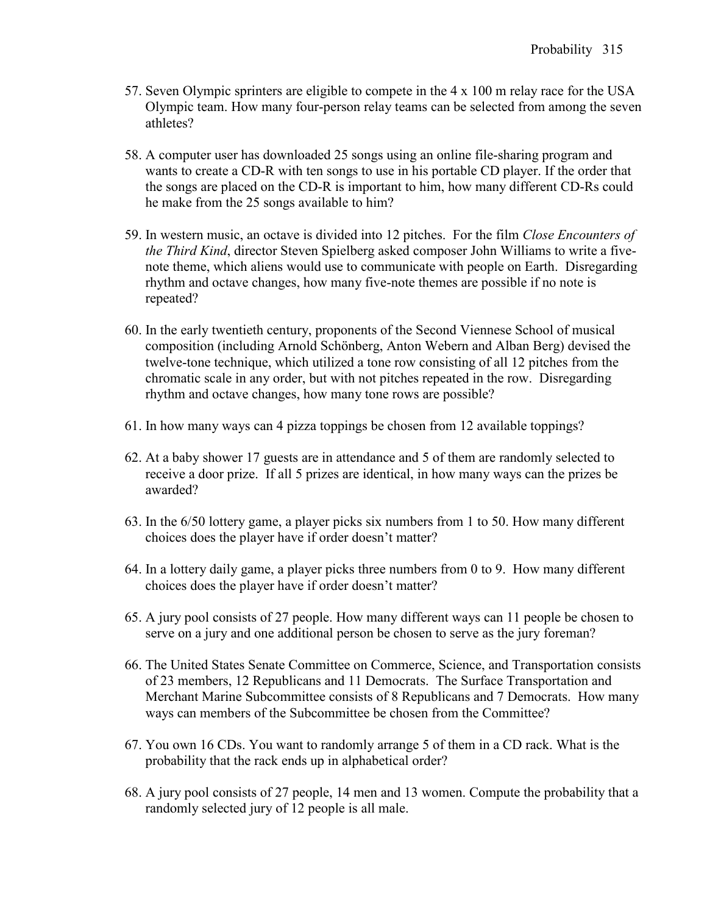57. Seven Olympic sprinters are eligible to compete in the 4 x 100 m relay race for the USA Olympic team. How many four-person relay teams can be selected from among the seven athletes?

58. A computer user has downloaded 25 songs using an online file-sharing program and wants to create a CD-R with ten songs to use in his portable CD player. If the order that the songs are placed on the CD-R is important to him, how many different CD-Rs could he make from the 25 songs available to him?

59. In western music, an octave is divided into 12 pitches. For the film *Close Encounters of the Third Kind*, director Steven Spielberg asked composer John Williams to write a five-note theme, which aliens would use to communicate with people on Earth. Disregarding rhythm and octave changes, how many five-note themes are possible if no note is repeated?

60. In the early twentieth century, proponents of the Second Viennese School of musical composition (including Arnold Schönberg, Anton Webern and Alban Berg) devised the twelve-tone technique, which utilized a tone row consisting of all 12 pitches from the chromatic scale in any order, but with not pitches repeated in the row. Disregarding rhythm and octave changes, how many tone rows are possible?

61. In how many ways can 4 pizza toppings be chosen from 12 available toppings?

62. At a baby shower 17 guests are in attendance and 5 of them are randomly selected to receive a door prize. If all 5 prizes are identical, in how many ways can the prizes be awarded?

63. In the 6/50 lottery game, a player picks six numbers from 1 to 50. How many different choices does the player have if order doesn't matter?

64. In a lottery daily game, a player picks three numbers from 0 to 9. How many different choices does the player have if order doesn't matter?

65. A jury pool consists of 27 people. How many different ways can 11 people be chosen to serve on a jury and one additional person be chosen to serve as the jury foreman?

66. The United States Senate Committee on Commerce, Science, and Transportation consists of 23 members, 12 Republicans and 11 Democrats. The Surface Transportation and Merchant Marine Subcommittee consists of 8 Republicans and 7 Democrats. How many ways can members of the Subcommittee be chosen from the Committee?

67. You own 16 CDs. You want to randomly arrange 5 of them in a CD rack. What is the probability that the rack ends up in alphabetical order?

68. A jury pool consists of 27 people, 14 men and 13 women. Compute the probability that a randomly selected jury of 12 people is all male.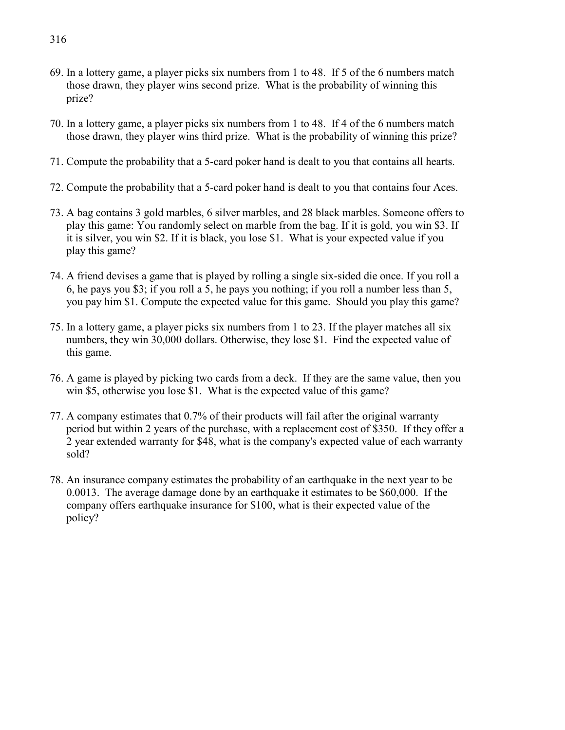69. In a lottery game, a player picks six numbers from 1 to 48. If 5 of the 6 numbers match those drawn, they player wins second prize. What is the probability of winning this prize?

70. In a lottery game, a player picks six numbers from 1 to 48. If 4 of the 6 numbers match those drawn, they player wins third prize. What is the probability of winning this prize?

71. Compute the probability that a 5-card poker hand is dealt to you that contains all hearts.

72. Compute the probability that a 5-card poker hand is dealt to you that contains four Aces.

73. A bag contains 3 gold marbles, 6 silver marbles, and 28 black marbles. Someone offers to play this game: You randomly select on marble from the bag. If it is gold, you win $3. If it is silver, you win $2. If it is black, you lose $1. What is your expected value if you play this game?

74. A friend devises a game that is played by rolling a single six-sided die once. If you roll a 6, he pays you $3; if you roll a 5, he pays you nothing; if you roll a number less than 5, you pay him $1. Compute the expected value for this game. Should you play this game?

75. In a lottery game, a player picks six numbers from 1 to 23. If the player matches all six numbers, they win 30,000 dollars. Otherwise, they lose $1. Find the expected value of this game.

76. A game is played by picking two cards from a deck. If they are the same value, then you win $5, otherwise you lose $1. What is the expected value of this game?

77. A company estimates that 0.7% of their products will fail after the original warranty period but within 2 years of the purchase, with a replacement cost of $350. If they offer a 2 year extended warranty for $48, what is the company's expected value of each warranty sold?

78. An insurance company estimates the probability of an earthquake in the next year to be 0.0013. The average damage done by an earthquake it estimates to be $60,000. If the company offers earthquake insurance for $100, what is their expected value of the policy?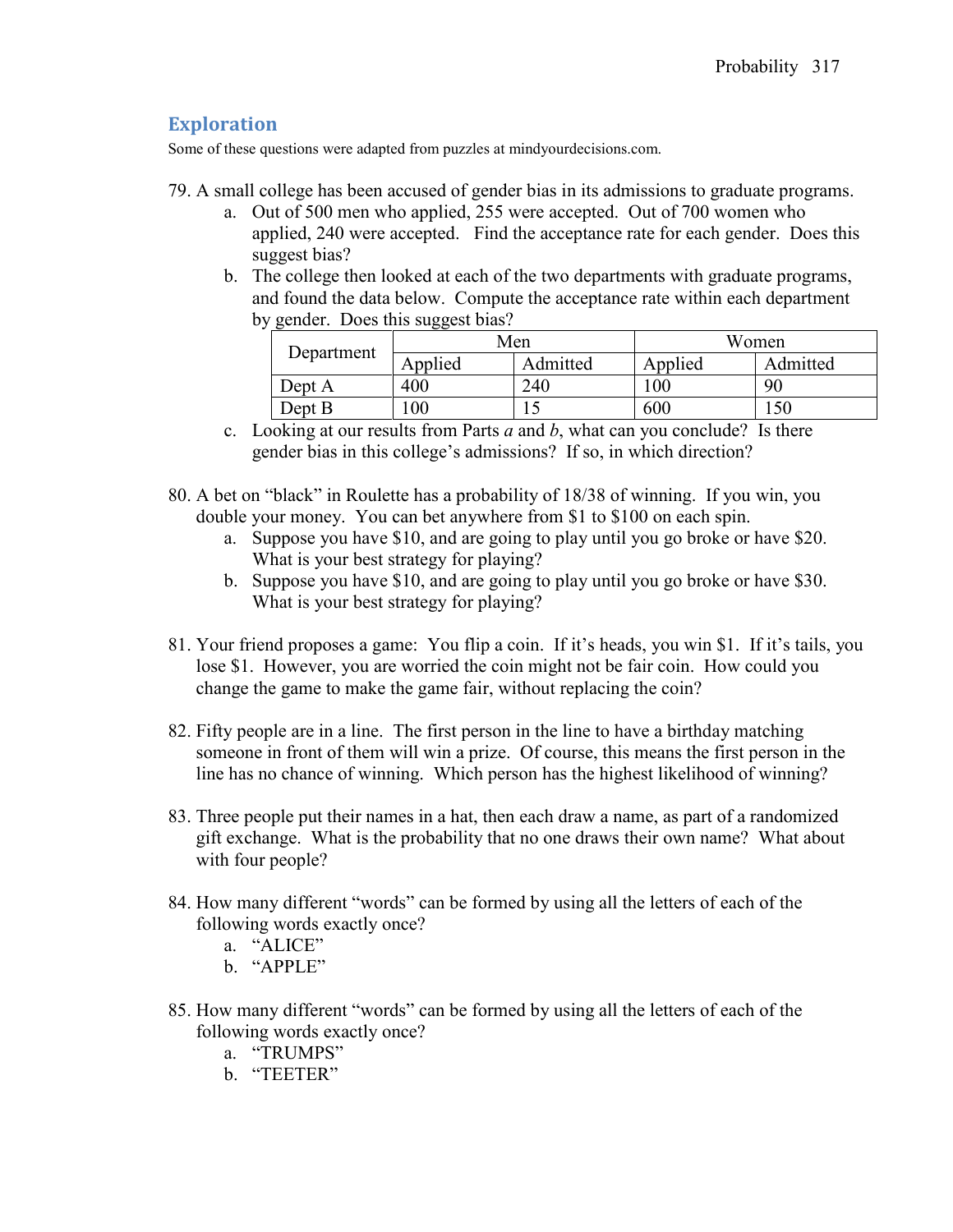## Exploration

Some of these questions were adapted from puzzles at mindyourdecisions.com.

79. A small college has been accused of gender bias in its admissions to graduate programs.
    a. Out of 500 men who applied, 255 were accepted. Out of 700 women who applied, 240 were accepted. Find the acceptance rate for each gender. Does this suggest bias?
    b. The college then looked at each of the two departments with graduate programs, and found the data below. Compute the acceptance rate within each department by gender. Does this suggest bias?

| Department | Men | | Women | |
|---|---|---|---|---|
| | Applied | Admitted | Applied | Admitted |
| Dept A | 400 | 240 | 100 | 90 |
| Dept B | 100 | 15 | 600 | 150 |

    c. Looking at our results from Parts *a* and *b*, what can you conclude? Is there gender bias in this college's admissions? If so, in which direction?

80. A bet on "black" in Roulette has a probability of 18/38 of winning. If you win, you double your money. You can bet anywhere from $1 to $100 on each spin.
    a. Suppose you have $10, and are going to play until you go broke or have $20. What is your best strategy for playing?
    b. Suppose you have $10, and are going to play until you go broke or have $30. What is your best strategy for playing?

81. Your friend proposes a game: You flip a coin. If it's heads, you win $1. If it's tails, you lose $1. However, you are worried the coin might not be fair coin. How could you change the game to make the game fair, without replacing the coin?

82. Fifty people are in a line. The first person in the line to have a birthday matching someone in front of them will win a prize. Of course, this means the first person in the line has no chance of winning. Which person has the highest likelihood of winning?

83. Three people put their names in a hat, then each draw a name, as part of a randomized gift exchange. What is the probability that no one draws their own name? What about with four people?

84. How many different "words" can be formed by using all the letters of each of the following words exactly once?
    a. "ALICE"
    b. "APPLE"

85. How many different "words" can be formed by using all the letters of each of the following words exactly once?
    a. "TRUMPS"
    b. "TEETER"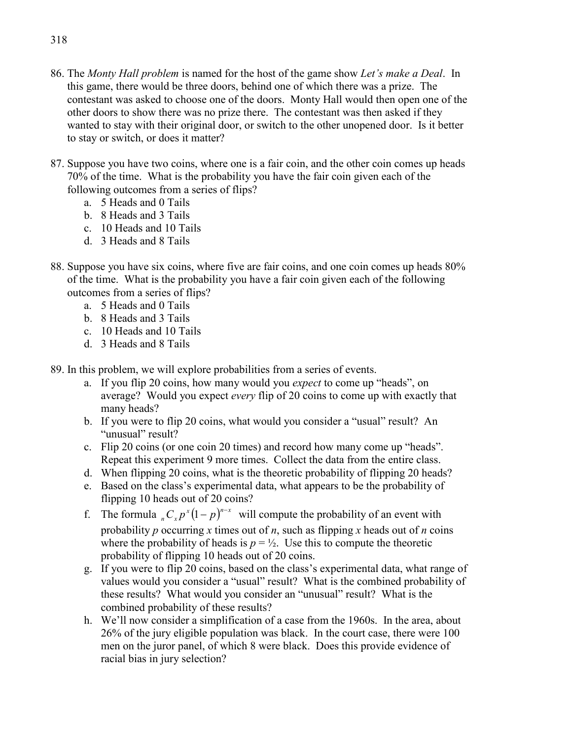86. The *Monty Hall problem* is named for the host of the game show *Let's make a Deal*. In this game, there would be three doors, behind one of which there was a prize. The contestant was asked to choose one of the doors. Monty Hall would then open one of the other doors to show there was no prize there. The contestant was then asked if they wanted to stay with their original door, or switch to the other unopened door. Is it better to stay or switch, or does it matter?

87. Suppose you have two coins, where one is a fair coin, and the other coin comes up heads 70% of the time. What is the probability you have the fair coin given each of the following outcomes from a series of flips?
    a. 5 Heads and 0 Tails
    b. 8 Heads and 3 Tails
    c. 10 Heads and 10 Tails
    d. 3 Heads and 8 Tails

88. Suppose you have six coins, where five are fair coins, and one coin comes up heads 80% of the time. What is the probability you have a fair coin given each of the following outcomes from a series of flips?
    a. 5 Heads and 0 Tails
    b. 8 Heads and 3 Tails
    c. 10 Heads and 10 Tails
    d. 3 Heads and 8 Tails

89. In this problem, we will explore probabilities from a series of events.
    a. If you flip 20 coins, how many would you *expect* to come up "heads", on average? Would you expect *every* flip of 20 coins to come up with exactly that many heads?
    b. If you were to flip 20 coins, what would you consider a "usual" result? An "unusual" result?
    c. Flip 20 coins (or one coin 20 times) and record how many come up "heads". Repeat this experiment 9 more times. Collect the data from the entire class.
    d. When flipping 20 coins, what is the theoretic probability of flipping 20 heads?
    e. Based on the class's experimental data, what appears to be the probability of flipping 10 heads out of 20 coins?
    f. The formula ${}_nC_x p^x (1-p)^{n-x}$ will compute the probability of an event with probability $p$ occurring $x$ times out of $n$, such as flipping $x$ heads out of $n$ coins where the probability of heads is $p = ½$. Use this to compute the theoretic probability of flipping 10 heads out of 20 coins.
    g. If you were to flip 20 coins, based on the class's experimental data, what range of values would you consider a "usual" result? What is the combined probability of these results? What would you consider an "unusual" result? What is the combined probability of these results?
    h. We'll now consider a simplification of a case from the 1960s. In the area, about 26% of the jury eligible population was black. In the court case, there were 100 men on the juror panel, of which 8 were black. Does this provide evidence of racial bias in jury selection?